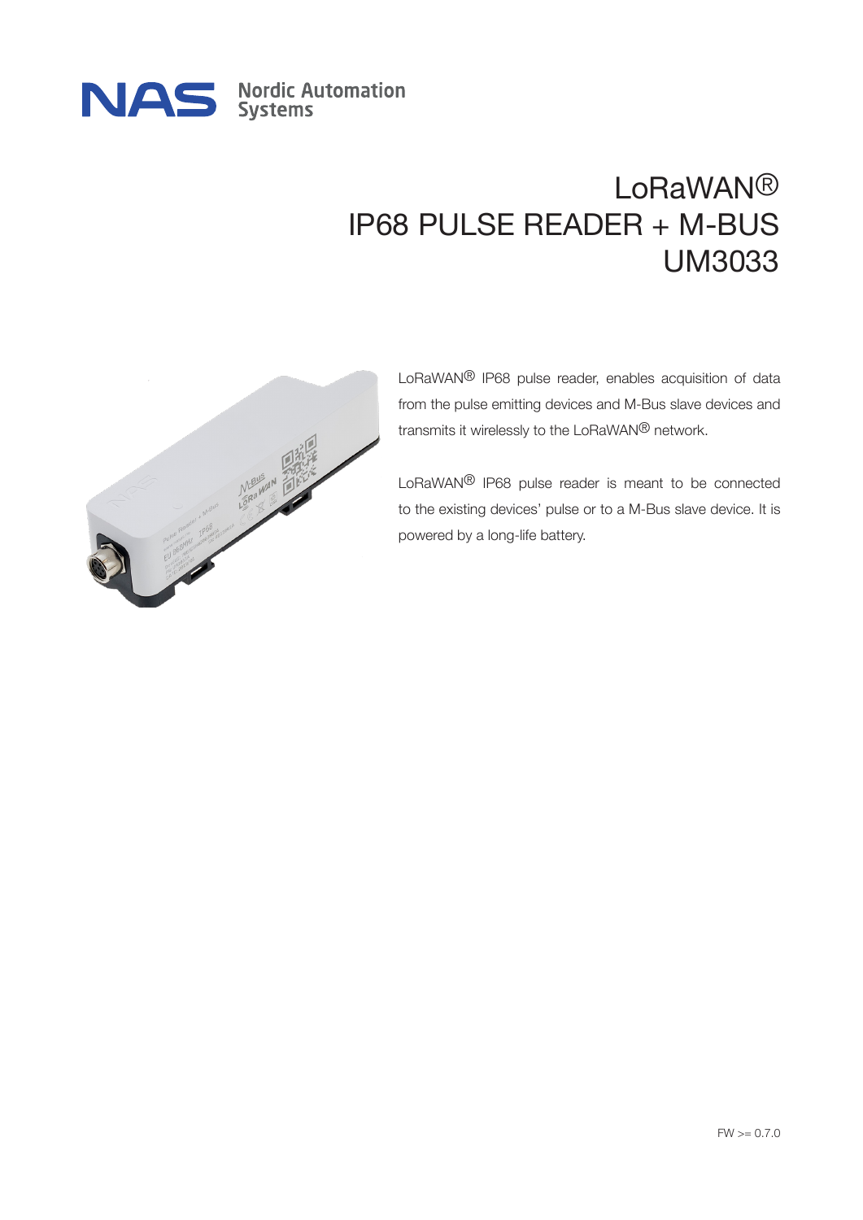NAS Nordic Automation Systems

# LoRaWAN®
# IP68 PULSE READER + M-BUS
# UM3033

LoRaWAN® IP68 pulse reader, enables acquisition of data from the pulse emitting devices and M-Bus slave devices and transmits it wirelessly to the LoRaWAN® network.

LoRaWAN® IP68 pulse reader is meant to be connected to the existing devices' pulse or to a M-Bus slave device. It is powered by a long-life battery.

FW >= 0.7.0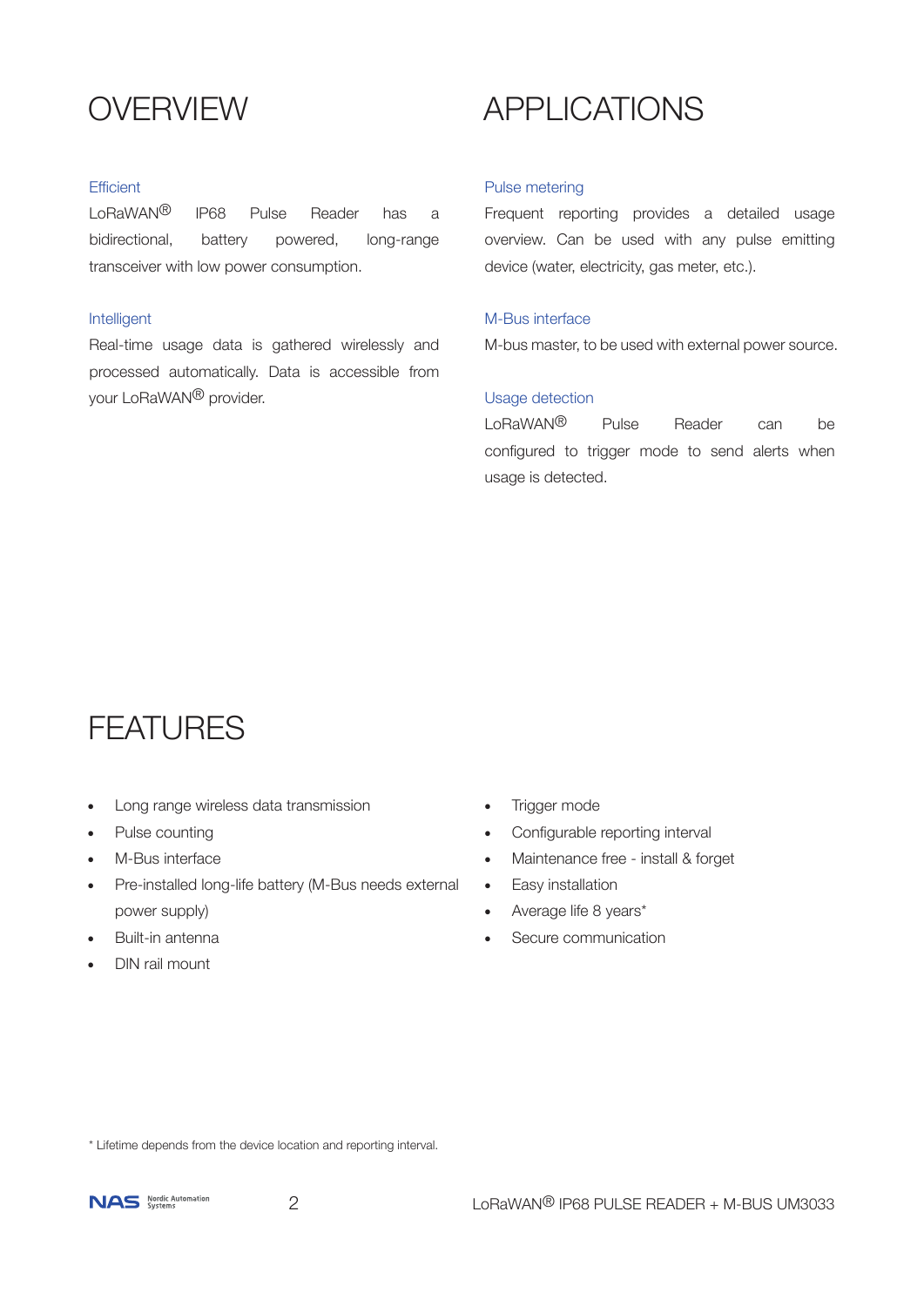# OVERVIEW

### Efficient

LoRaWAN® IP68 Pulse Reader has a bidirectional, battery powered, long-range transceiver with low power consumption.

### Intelligent

Real-time usage data is gathered wirelessly and processed automatically. Data is accessible from your LoRaWAN® provider.

# APPLICATIONS

### Pulse metering

Frequent reporting provides a detailed usage overview. Can be used with any pulse emitting device (water, electricity, gas meter, etc.).

### M-Bus interface

M-bus master, to be used with external power source.

### Usage detection

LoRaWAN® Pulse Reader can be configured to trigger mode to send alerts when usage is detected.

# FEATURES

- Long range wireless data transmission
- Pulse counting
- M-Bus interface
- Pre-installed long-life battery (M-Bus needs external power supply)
- Built-in antenna
- DIN rail mount
- Trigger mode
- Configurable reporting interval
- Maintenance free - install & forget
- Easy installation
- Average life 8 years*
- Secure communication

* Lifetime depends from the device location and reporting interval.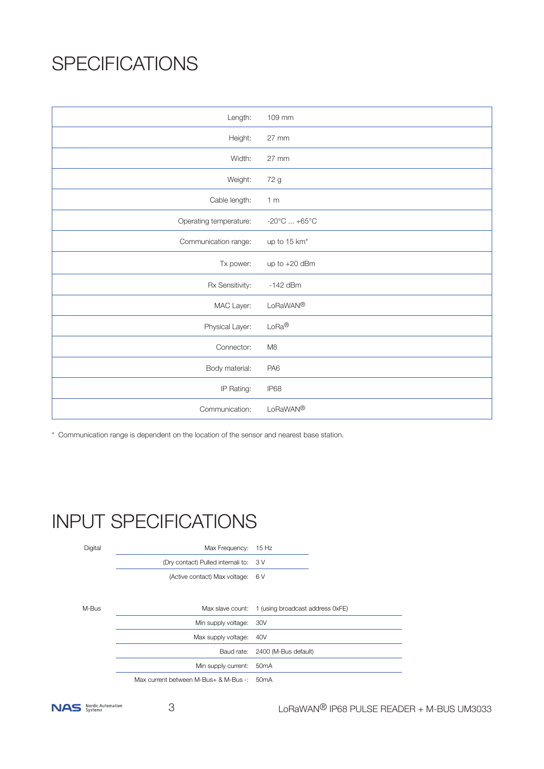# SPECIFICATIONS

| | |
|---|---|
| Length: | 109 mm |
| Height: | 27 mm |
| Width: | 27 mm |
| Weight: | 72 g |
| Cable length: | 1 m |
| Operating temperature: | -20°C ... +65°C |
| Communication range: | up to 15 km* |
| Tx power: | up to +20 dBm |
| Rx Sensitivity: | -142 dBm |
| MAC Layer: | LoRaWAN® |
| Physical Layer: | LoRa® |
| Connector: | M8 |
| Body material: | PA6 |
| IP Rating: | IP68 |
| Communication: | LoRaWAN® |

* Communication range is dependent on the location of the sensor and nearest base station.

# INPUT SPECIFICATIONS

| | | |
|---|---|---|
| Digital | Max Frequency: | 15 Hz |
| | (Dry contact) Pulled internali to: | 3 V |
| | (Active contact) Max voltage: | 6 V |

| | | |
|---|---|---|
| M-Bus | Max slave count: | 1 (using broadcast address 0xFE) |
| | Min supply voltage: | 30V |
| | Max supply voltage: | 40V |
| | Baud rate: | 2400 (M-Bus default) |
| | Min supply current: | 50mA |
| | Max current between M-Bus+ & M-Bus -: | 50mA |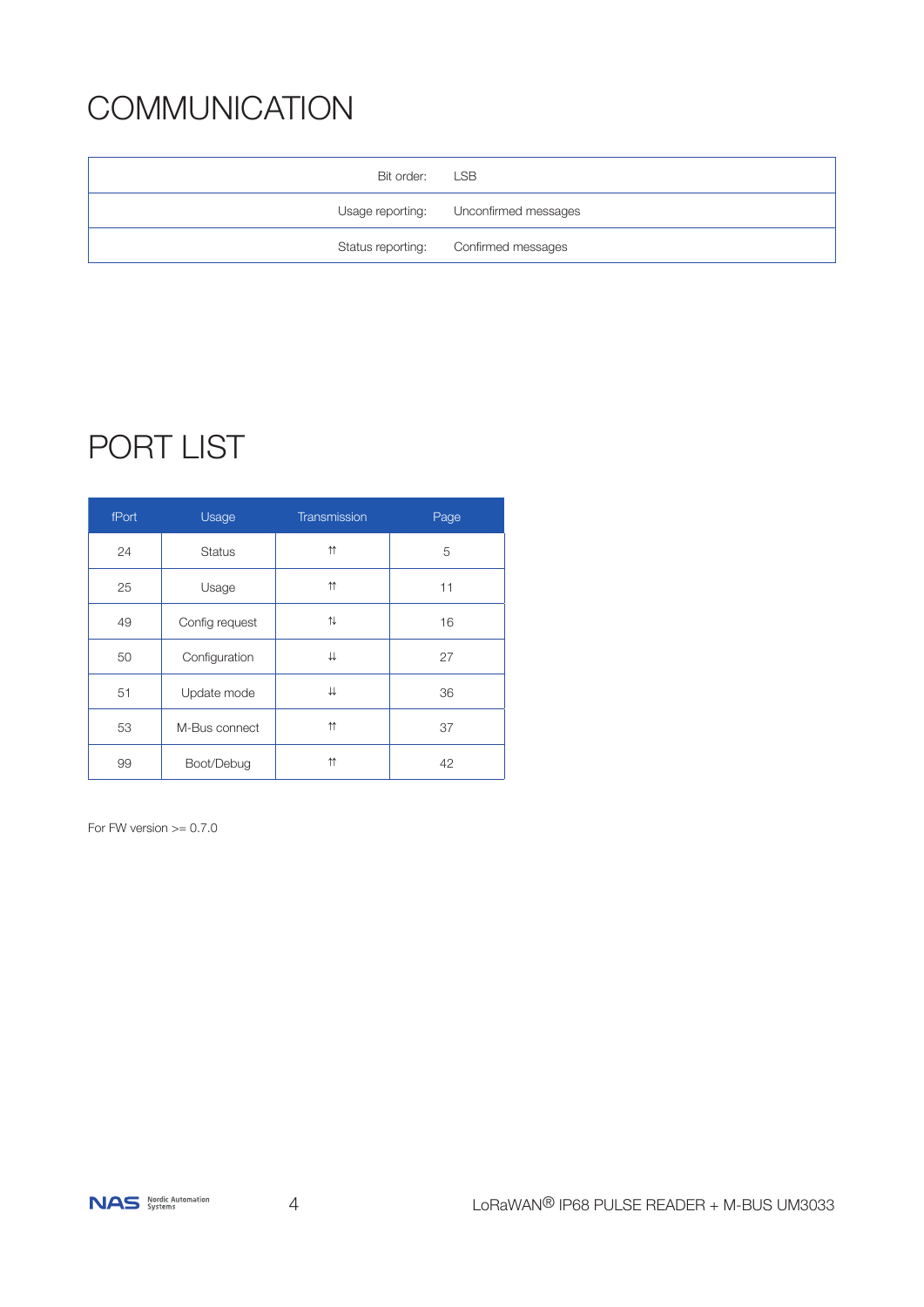# COMMUNICATION

| | |
|---|---|
| Bit order: | LSB |
| Usage reporting: | Unconfirmed messages |
| Status reporting: | Confirmed messages |

# PORT LIST

| fPort | Usage | Transmission | Page |
|---|---|---|---|
| 24 | Status | ⇈ | 5 |
| 25 | Usage | ⇈ | 11 |
| 49 | Config request | ⇅ | 16 |
| 50 | Configuration | ⇊ | 27 |
| 51 | Update mode | ⇊ | 36 |
| 53 | M-Bus connect | ⇈ | 37 |
| 99 | Boot/Debug | ⇈ | 42 |

For FW version >= 0.7.0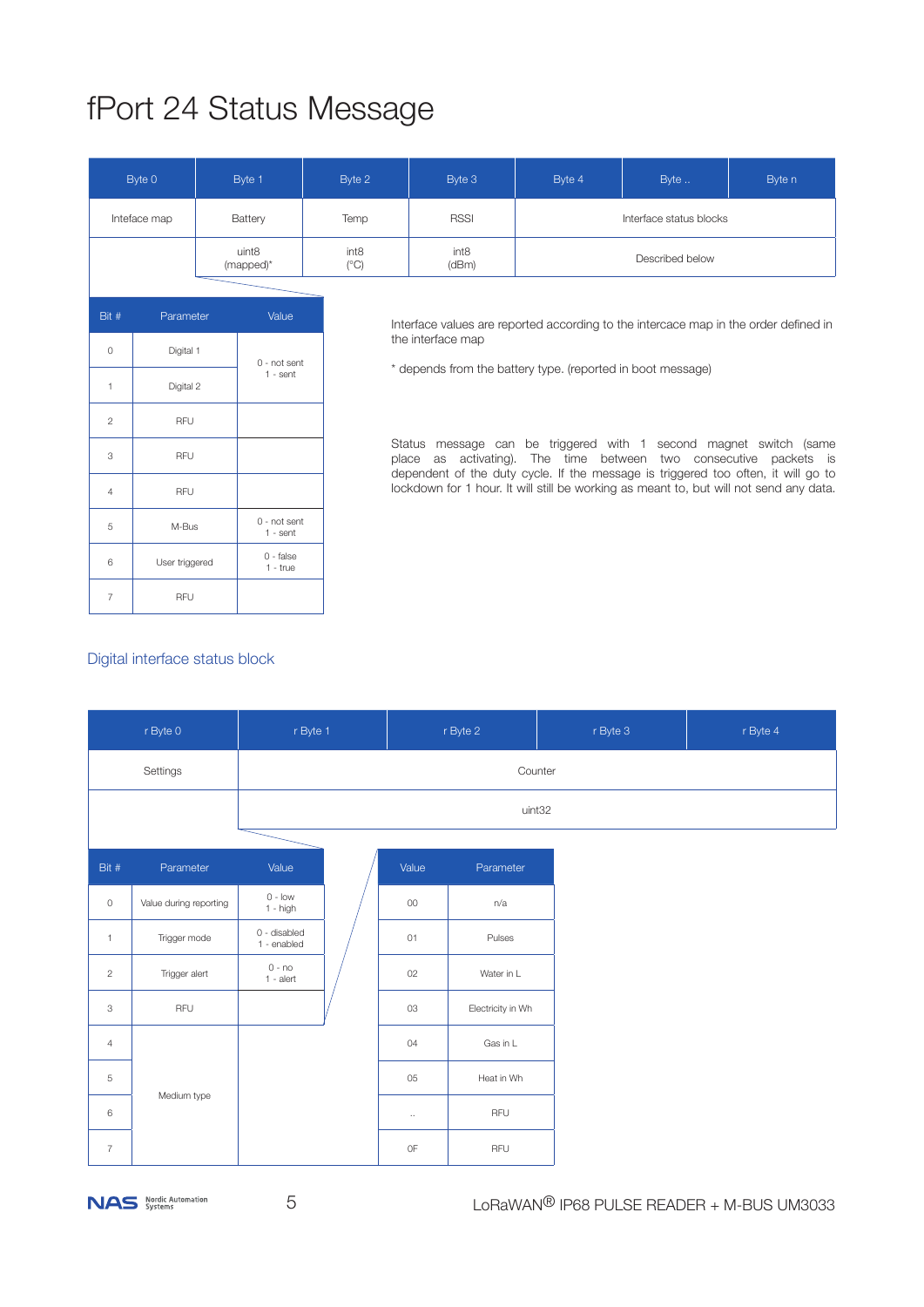# fPort 24 Status Message

| Byte 0 | Byte 1 | Byte 2 | Byte 3 | Byte 4 | Byte .. | Byte n |
|---|---|---|---|---|---|---|
| Inteface map | Battery | Temp | RSSI | Interface status blocks | | |
| | uint8 (mapped)* | int8 (°C) | int8 (dBm) | Described below | | |

| Bit # | Parameter | Value |
|---|---|---|
| 0 | Digital 1 | 0 - not sent 1 - sent |
| 1 | Digital 2 | |
| 2 | RFU | |
| 3 | RFU | |
| 4 | RFU | |
| 5 | M-Bus | 0 - not sent 1 - sent |
| 6 | User triggered | 0 - false 1 - true |
| 7 | RFU | |

Interface values are reported according to the intercace map in the order defined in the interface map

* depends from the battery type. (reported in boot message)

Status message can be triggered with 1 second magnet switch (same place as activating). The time between two consecutive packets is dependent of the duty cycle. If the message is triggered too often, it will go to lockdown for 1 hour. It will still be working as meant to, but will not send any data.

## Digital interface status block

| r Byte 0 | r Byte 1 | r Byte 2 | r Byte 3 | r Byte 4 |
|---|---|---|---|---|
| Settings | Counter | | | |
| | uint32 | | | |

| Bit # | Parameter | Value |
|---|---|---|
| 0 | Value during reporting | 0 - low 1 - high |
| 1 | Trigger mode | 0 - disabled 1 - enabled |
| 2 | Trigger alert | 0 - no 1 - alert |
| 3 | RFU | |
| 4 | Medium type | |
| 5 | Medium type | |
| 6 | Medium type | |
| 7 | Medium type | |

| Value | Parameter |
|---|---|
| 00 | n/a |
| 01 | Pulses |
| 02 | Water in L |
| 03 | Electricity in Wh |
| 04 | Gas in L |
| 05 | Heat in Wh |
| .. | RFU |
| 0F | RFU |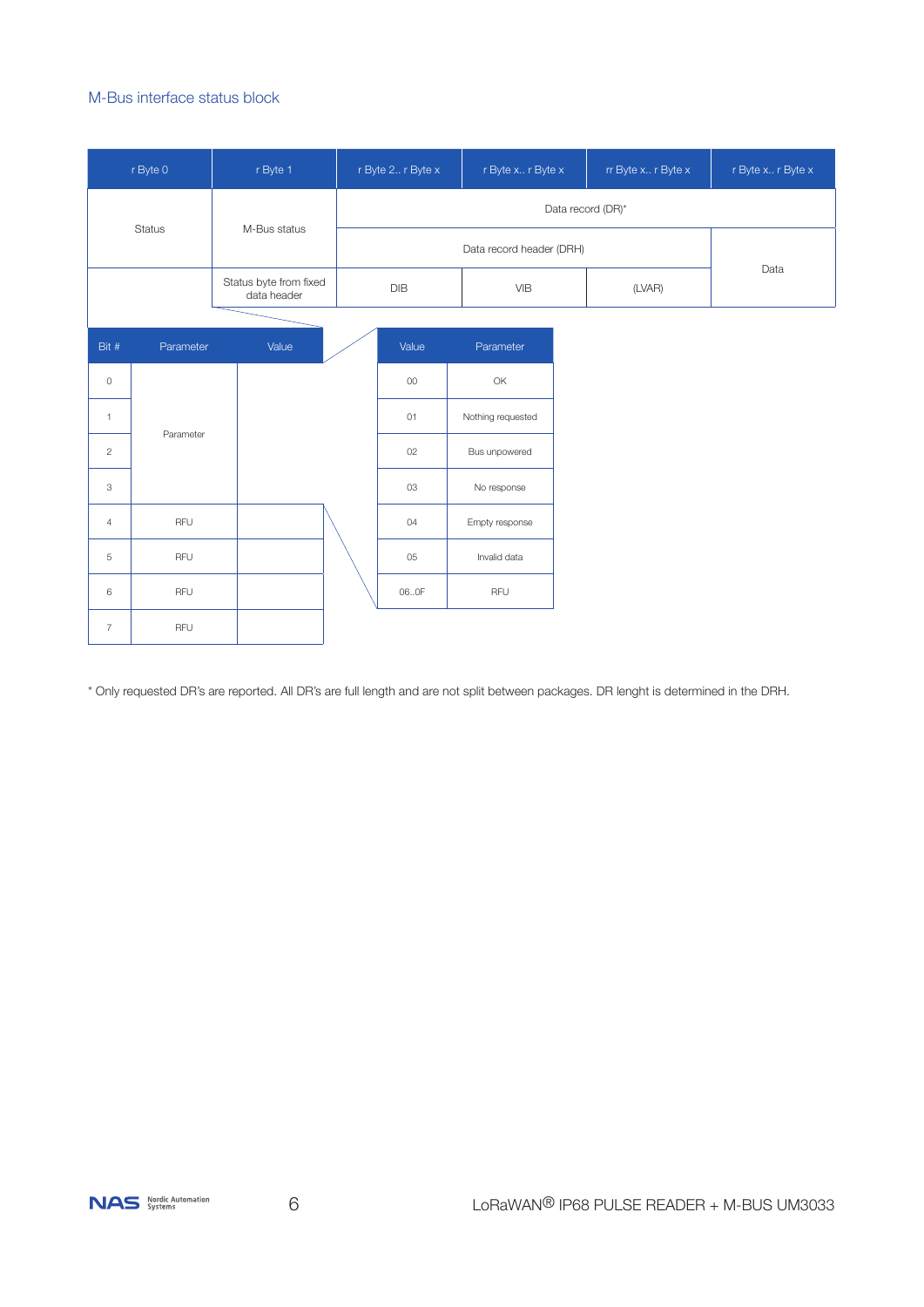## M-Bus interface status block

| r Byte 0 | r Byte 1 | r Byte 2.. r Byte x | r Byte x.. r Byte x | rr Byte x.. r Byte x | r Byte x.. r Byte x |
|---|---|---|---|---|---|
| Status | M-Bus status | Data record (DR)* | | | |
| | | Data record header (DRH) | | | Data |
| | Status byte from fixed data header | DIB | VIB | (LVAR) | |

| Bit # | Parameter | Value |
|---|---|---|
| 0 | Parameter | |
| 1 | | |
| 2 | | |
| 3 | | |
| 4 | RFU | |
| 5 | RFU | |
| 6 | RFU | |
| 7 | RFU | |

| Value | Parameter |
|---|---|
| 00 | OK |
| 01 | Nothing requested |
| 02 | Bus unpowered |
| 03 | No response |
| 04 | Empty response |
| 05 | Invalid data |
| 06..0F | RFU |

* Only requested DR's are reported. All DR's are full length and are not split between packages. DR lenght is determined in the DRH.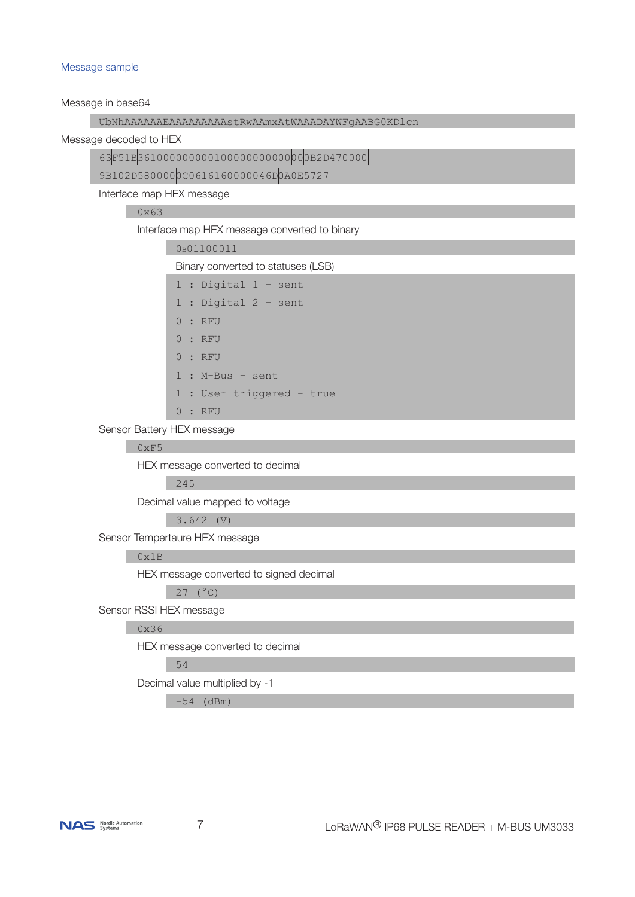## Message sample

Message in base64

```
UbNhAAAAAAEAAAAAAAAAstRwAAmxAtWAAADAYWFgAABG0KDlcn
```

Message decoded to HEX

```
63|F5|1B|36|10|00000000|10|00000000|00|00|0B2D|470000|
9B102D|580000|0C06|16160000|046D|0A0E5727
```

Interface map HEX message

```
0x63
```

Interface map HEX message converted to binary

```
0B01100011
```

Binary converted to statuses (LSB)

```
1 : Digital 1 - sent
1 : Digital 2 - sent
0 : RFU
0 : RFU
0 : RFU
1 : M-Bus - sent
1 : User triggered - true
0 : RFU
```

Sensor Battery HEX message

```
0xF5
```

HEX message converted to decimal

```
245
```

Decimal value mapped to voltage

```
3.642 (V)
```

Sensor Tempertaure HEX message

```
0x1B
```

HEX message converted to signed decimal

```
27 (°C)
```

Sensor RSSI HEX message

```
0x36
```

HEX message converted to decimal

```
54
```

Decimal value multiplied by -1

```
-54 (dBm)
```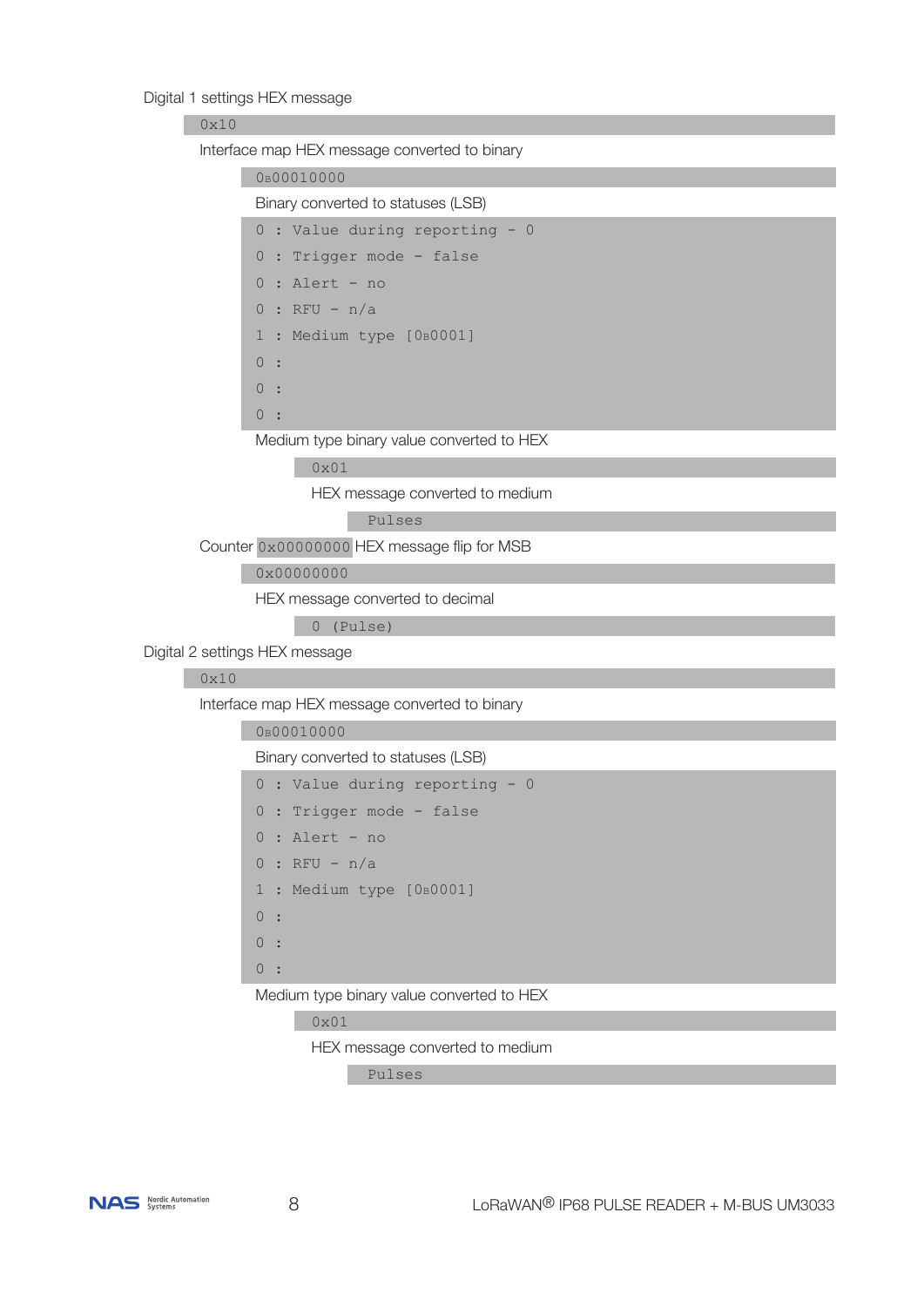Digital 1 settings HEX message

```
0x10
```

Interface map HEX message converted to binary

```
0b00010000
```

Binary converted to statuses (LSB)

```
0 : Value during reporting - 0
0 : Trigger mode - false
0 : Alert - no
0 : RFU - n/a
1 : Medium type [0b0001]
0 :
0 :
0 :
```

Medium type binary value converted to HEX

```
0x01
```

HEX message converted to medium

```
Pulses
```

Counter `0x00000000` HEX message flip for MSB

```
0x00000000
```

HEX message converted to decimal

```
0 (Pulse)
```

Digital 2 settings HEX message

```
0x10
```

Interface map HEX message converted to binary

```
0b00010000
```

Binary converted to statuses (LSB)

```
0 : Value during reporting - 0
0 : Trigger mode - false
0 : Alert - no
0 : RFU - n/a
1 : Medium type [0b0001]
0 :
0 :
0 :
```

Medium type binary value converted to HEX

```
0x01
```

HEX message converted to medium

```
Pulses
```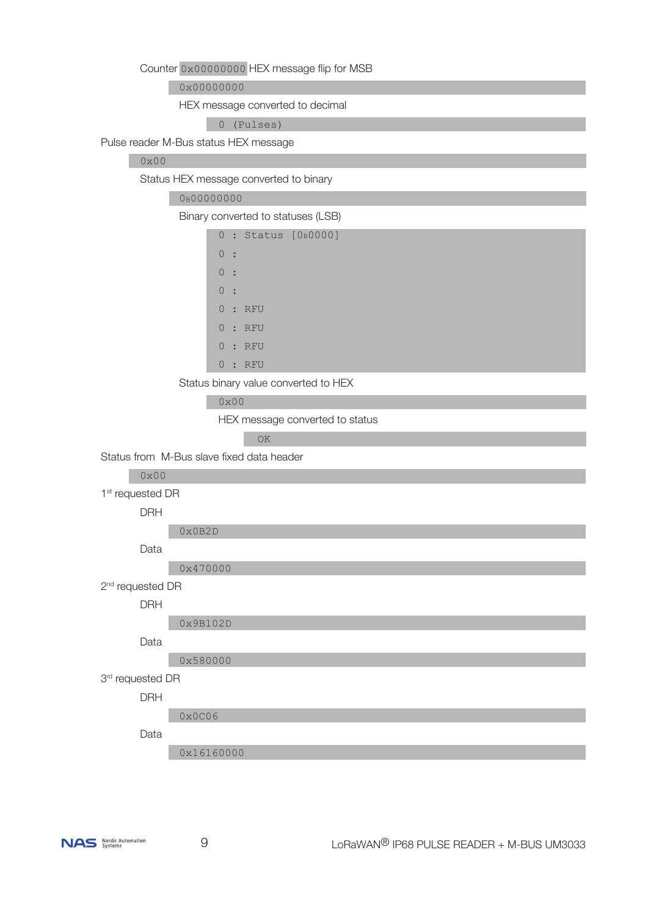Counter `0x00000000` HEX message flip for MSB

```
0x00000000
```

HEX message converted to decimal

```
0 (Pulses)
```

Pulse reader M-Bus status HEX message

```
0x00
```

Status HEX message converted to binary

```
0B00000000
```

Binary converted to statuses (LSB)

```
0 : Status [0B0000]
0 :
0 :
0 :
0 : RFU
0 : RFU
0 : RFU
0 : RFU
```

Status binary value converted to HEX

```
0x00
```

HEX message converted to status

```
OK
```

Status from M-Bus slave fixed data header

```
0x00
```

1st requested DR

DRH

```
0x0B2D
```

Data

```
0x470000
```

2nd requested DR

DRH

```
0x9B102D
```

Data

```
0x580000
```

3rd requested DR

DRH

```
0x0C06
```

Data

```
0x16160000
```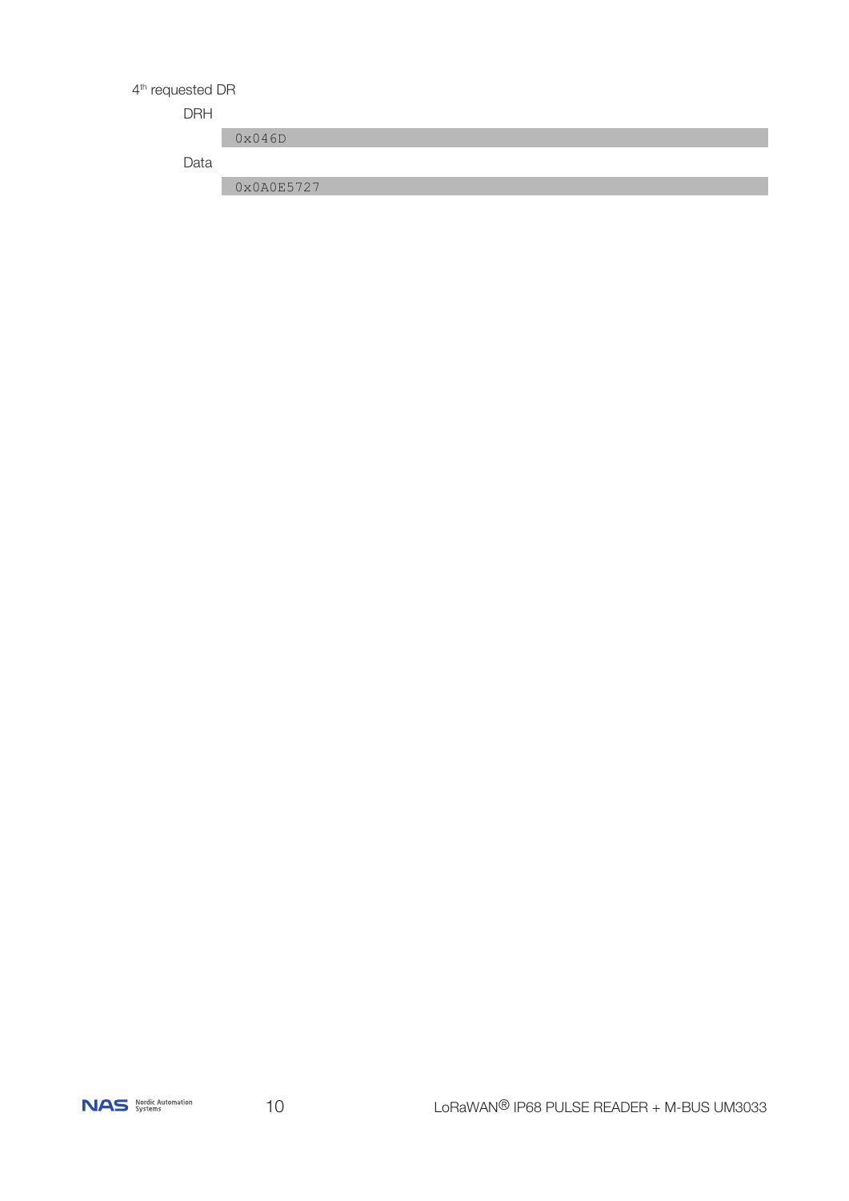4th requested DR

DRH

```
0x046D
```

Data

```
0x0A0E5727
```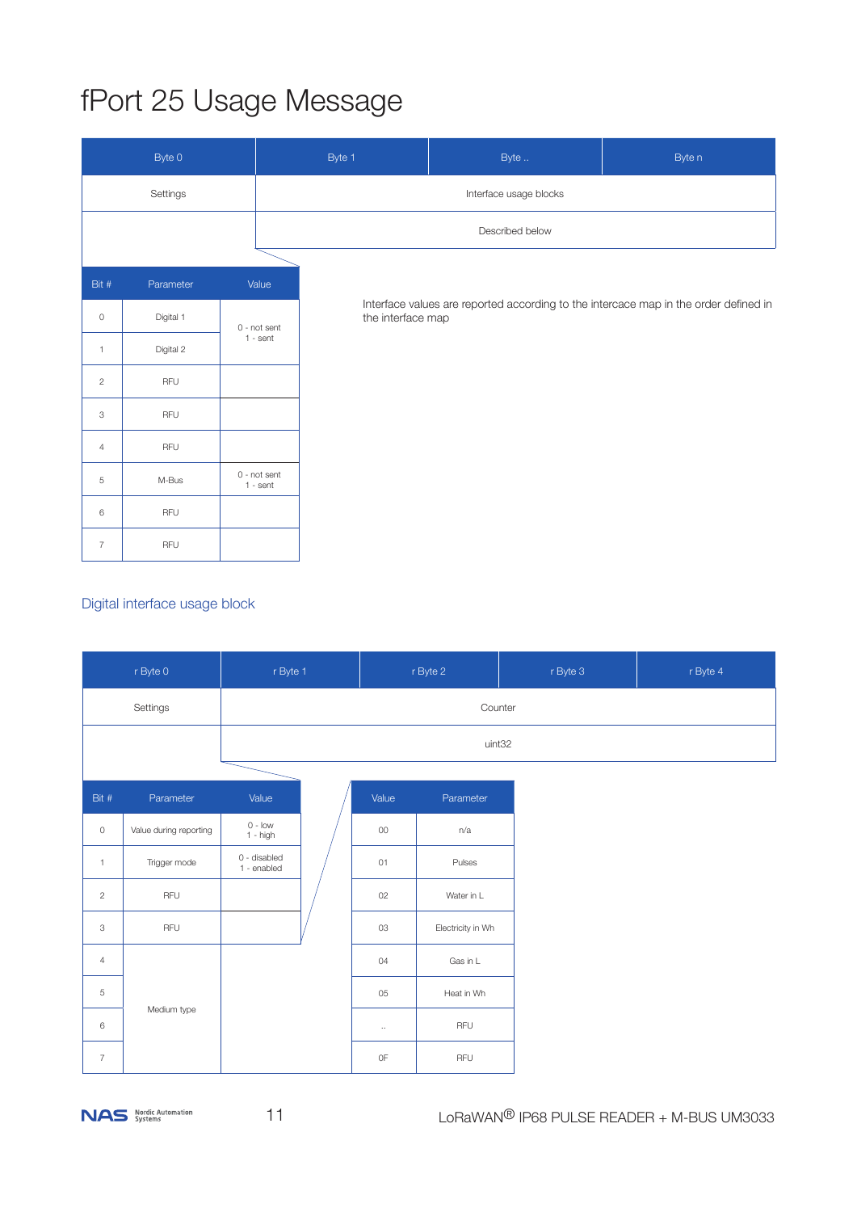# fPort 25 Usage Message

| Byte 0 | Byte 1 | Byte .. | Byte n |
|---|---|---|---|
| Settings | Interface usage blocks | | |
| | Described below | | |

| Bit # | Parameter | Value |
|---|---|---|
| 0 | Digital 1 | 0 - not sent<br>1 - sent |
| 1 | Digital 2 | |
| 2 | RFU | |
| 3 | RFU | |
| 4 | RFU | |
| 5 | M-Bus | 0 - not sent<br>1 - sent |
| 6 | RFU | |
| 7 | RFU | |

Interface values are reported according to the intercace map in the order defined in the interface map

## Digital interface usage block

| r Byte 0 | r Byte 1 | r Byte 2 | r Byte 3 | r Byte 4 |
|---|---|---|---|---|
| Settings | Counter | | | |
| | uint32 | | | |

| Bit # | Parameter | Value |
|---|---|---|
| 0 | Value during reporting | 0 - low<br>1 - high |
| 1 | Trigger mode | 0 - disabled<br>1 - enabled |
| 2 | RFU | |
| 3 | RFU | |
| 4 | Medium type | |
| 5 | Medium type | |
| 6 | Medium type | |
| 7 | Medium type | |

| Value | Parameter |
|---|---|
| 00 | n/a |
| 01 | Pulses |
| 02 | Water in L |
| 03 | Electricity in Wh |
| 04 | Gas in L |
| 05 | Heat in Wh |
| .. | RFU |
| 0F | RFU |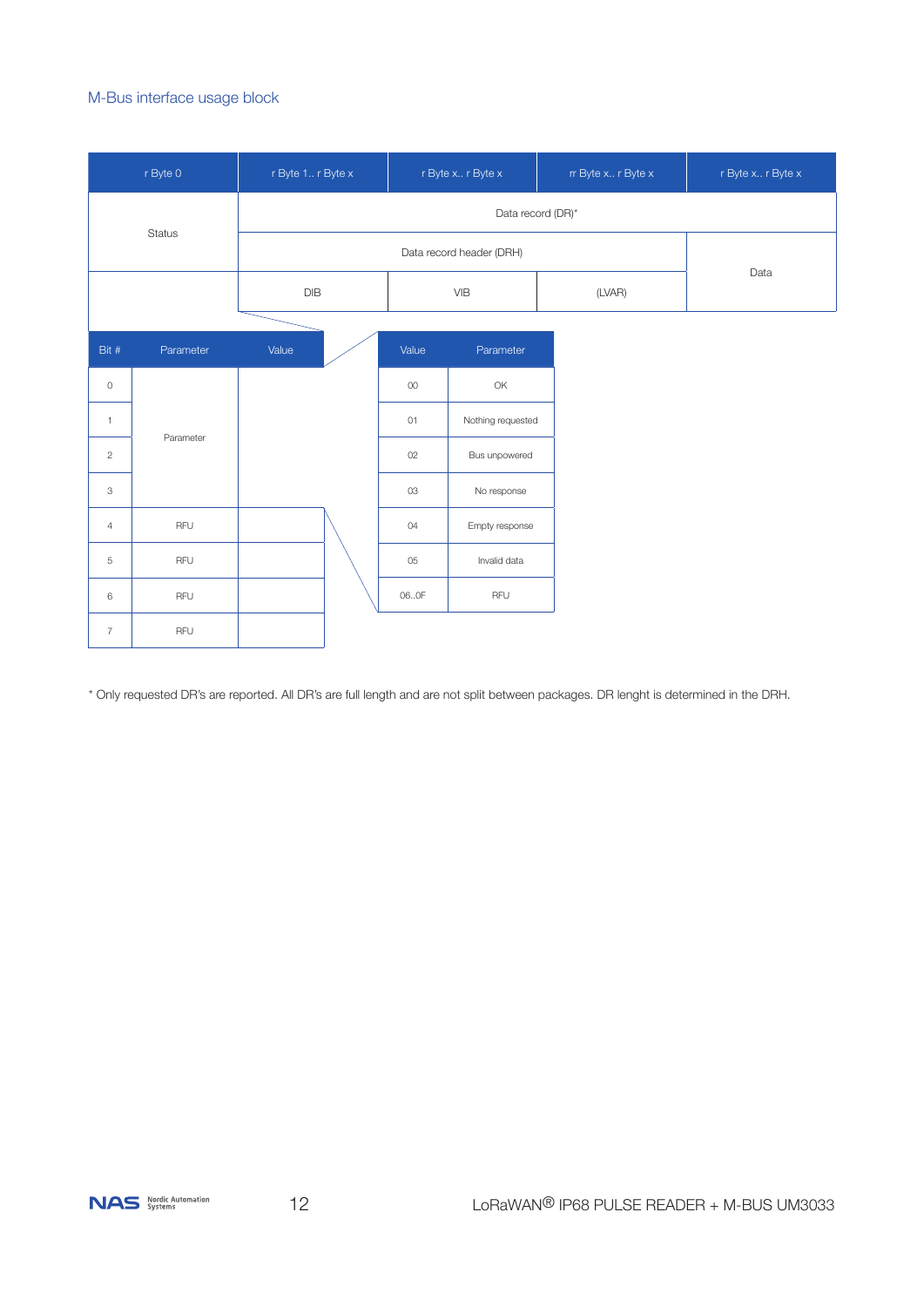## M-Bus interface usage block

| r Byte 0 | r Byte 1.. r Byte x | r Byte x.. r Byte x | rr Byte x.. r Byte x | r Byte x.. r Byte x |
|---|---|---|---|---|
| Status | Data record (DR)* | | | |
| | Data record header (DRH) | | | Data |
| | DIB | VIB | (LVAR) | |

| Bit # | Parameter | Value |
|---|---|---|
| 0 | Parameter | |
| 1 | | |
| 2 | | |
| 3 | | |
| 4 | RFU | |
| 5 | RFU | |
| 6 | RFU | |
| 7 | RFU | |

| Value | Parameter |
|---|---|
| 00 | OK |
| 01 | Nothing requested |
| 02 | Bus unpowered |
| 03 | No response |
| 04 | Empty response |
| 05 | Invalid data |
| 06..0F | RFU |

* Only requested DR's are reported. All DR's are full length and are not split between packages. DR lenght is determined in the DRH.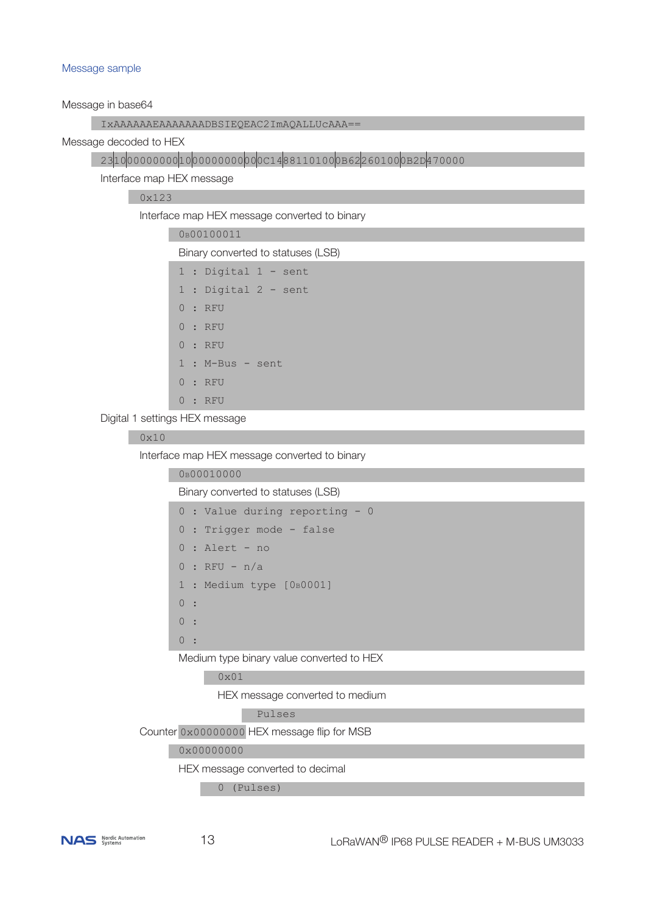### Message sample

Message in base64

```
IxAAAAAAEAAAAAAADBSIEQEAC2ImAQALLUcAAA==
```

Message decoded to HEX

```
23|10|00000000|10|00000000|00|0C14|88110100|0B62|260100|0B2D|470000
```

Interface map HEX message

```
0x123
```

Interface map HEX message converted to binary

```
0B00100011
```

Binary converted to statuses (LSB)

```
1 : Digital 1 - sent
1 : Digital 2 - sent
0 : RFU
0 : RFU
0 : RFU
1 : M-Bus - sent
0 : RFU
0 : RFU
```

Digital 1 settings HEX message

```
0x10
```

Interface map HEX message converted to binary

```
0B00010000
```

Binary converted to statuses (LSB)

```
0 : Value during reporting - 0
0 : Trigger mode - false
0 : Alert - no
0 : RFU - n/a
1 : Medium type [0B0001]
0 :
0 :
0 :
```

Medium type binary value converted to HEX

```
0x01
```

HEX message converted to medium

```
Pulses
```

Counter `0x00000000` HEX message flip for MSB

```
0x00000000
```

HEX message converted to decimal

```
0 (Pulses)
```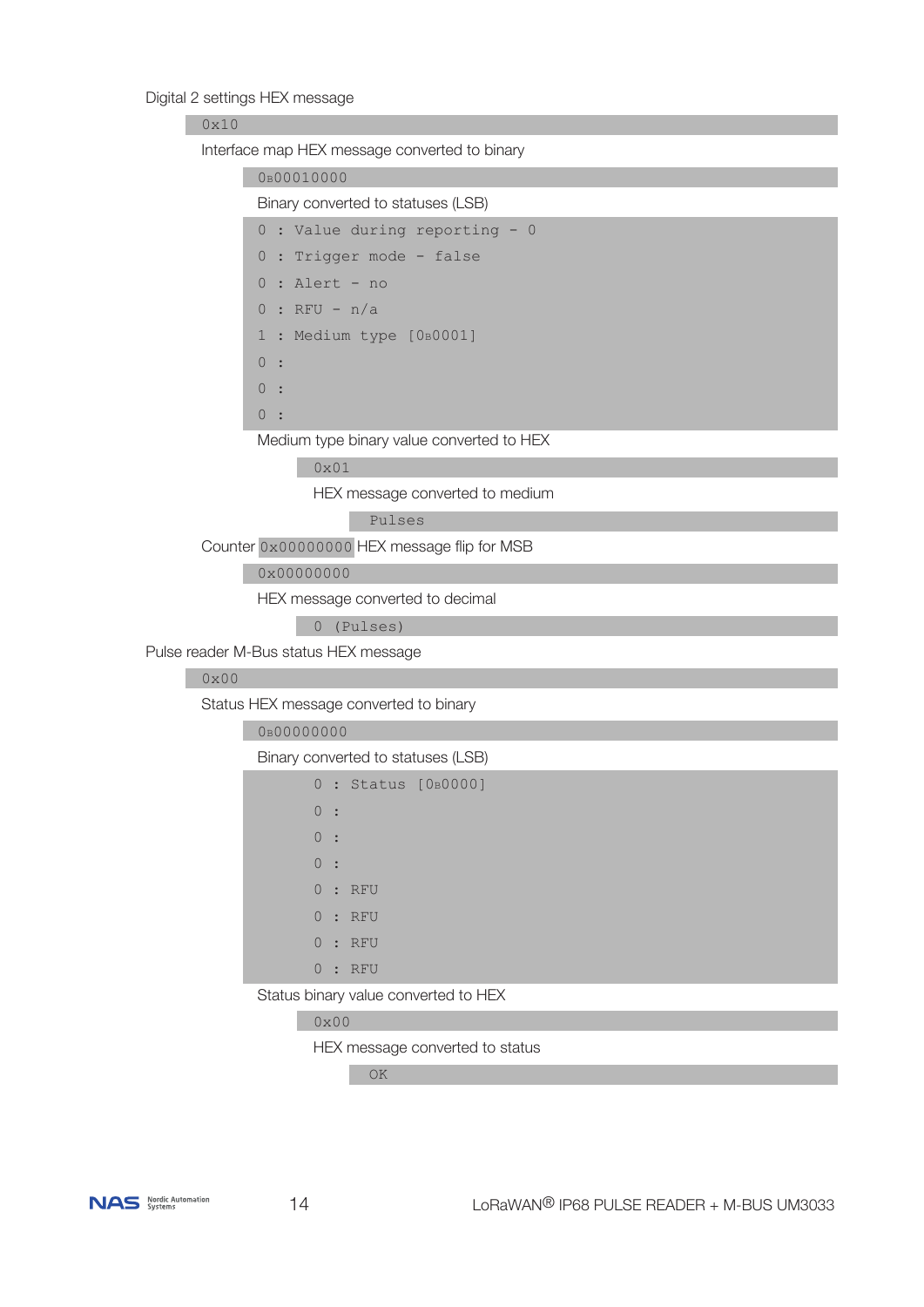Digital 2 settings HEX message

```
0x10
```

Interface map HEX message converted to binary

```
0b00010000
```

Binary converted to statuses (LSB)

```
0 : Value during reporting - 0
0 : Trigger mode - false
0 : Alert - no
0 : RFU - n/a
1 : Medium type [0b0001]
0 :
0 :
0 :
```

Medium type binary value converted to HEX

```
0x01
```

HEX message converted to medium

```
Pulses
```

Counter `0x00000000` HEX message flip for MSB

```
0x00000000
```

HEX message converted to decimal

```
0 (Pulses)
```

Pulse reader M-Bus status HEX message

```
0x00
```

Status HEX message converted to binary

```
0b00000000
```

Binary converted to statuses (LSB)

```
0 : Status [0b0000]
0 :
0 :
0 :
0 : RFU
0 : RFU
0 : RFU
0 : RFU
```

Status binary value converted to HEX

```
0x00
```

HEX message converted to status

```
OK
```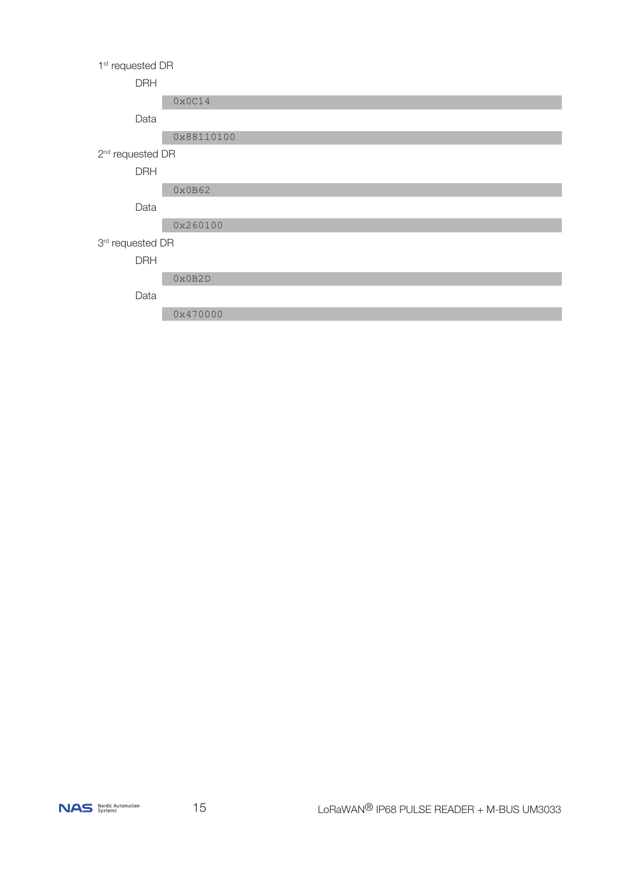1st requested DR

DRH

```
0x0C14
```

Data

```
0x88110100
```

2nd requested DR

DRH

```
0x0B62
```

Data

```
0x260100
```

3rd requested DR

DRH

```
0x0B2D
```

Data

```
0x470000
```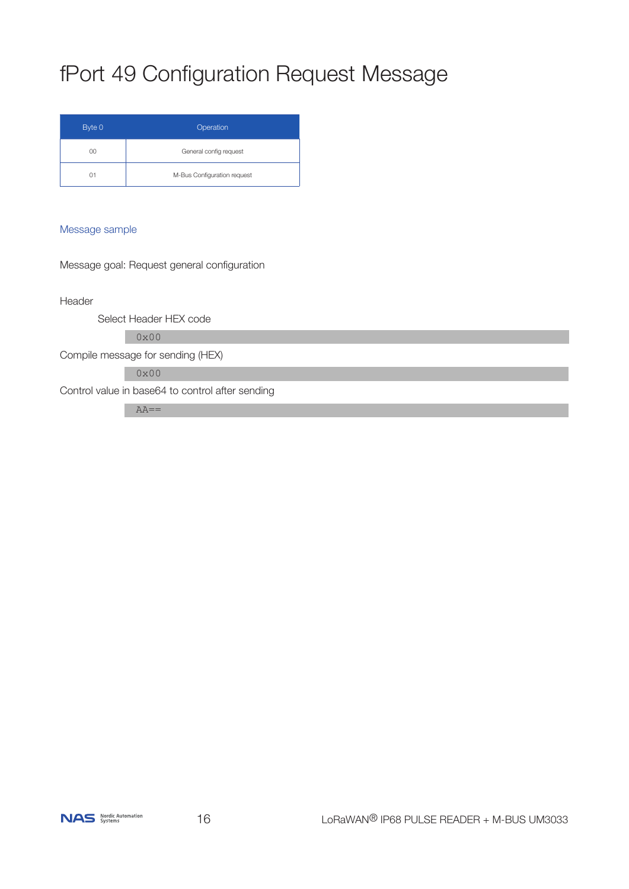# fPort 49 Configuration Request Message

| Byte 0 | Operation |
| --- | --- |
| 00 | General config request |
| 01 | M-Bus Configuration request |

## Message sample

Message goal: Request general configuration

Header

Select Header HEX code

```
0x00
```

Compile message for sending (HEX)

```
0x00
```

Control value in base64 to control after sending

```
AA==
```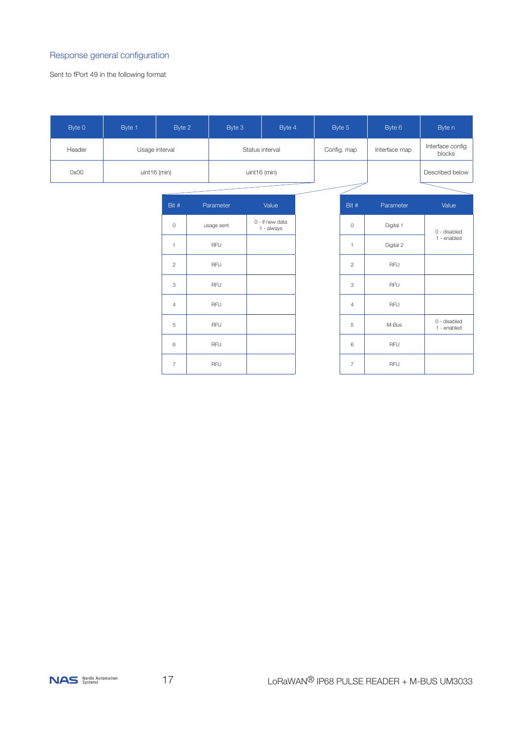## Response general configuration

Sent to fPort 49 in the following format

| Byte 0 | Byte 1 | Byte 2 | Byte 3 | Byte 4 | Byte 5 | Byte 6 | Byte n |
|---|---|---|---|---|---|---|---|
| Header | Usage interval | | Status interval | | Config. map | Interface map | Interface config blocks |
| 0x00 | uint16 (min) | | uint16 (min) | | | | Described below |

Config. map:

| Bit # | Parameter | Value |
|---|---|---|
| 0 | usage sent | 0 - if new data<br>1 - always |
| 1 | RFU | |
| 2 | RFU | |
| 3 | RFU | |
| 4 | RFU | |
| 5 | RFU | |
| 6 | RFU | |
| 7 | RFU | |

Interface map:

| Bit # | Parameter | Value |
|---|---|---|
| 0 | Digital 1 | 0 - disabled<br>1 - enabled |
| 1 | Digital 2 | |
| 2 | RFU | |
| 3 | RFU | |
| 4 | RFU | |
| 5 | M-Bus | 0 - disabled<br>1 - enabled |
| 6 | RFU | |
| 7 | RFU | |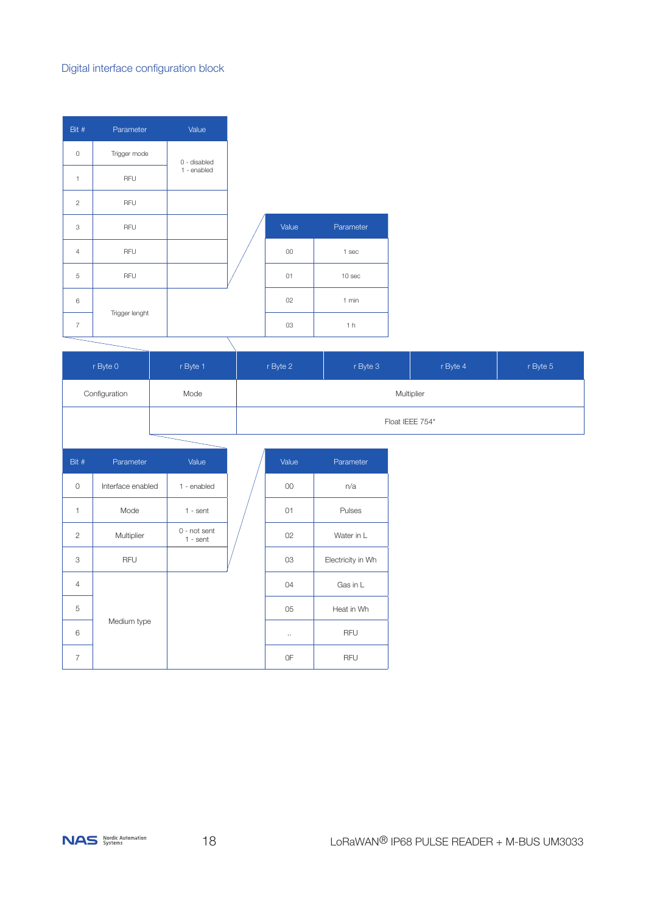## Digital interface configuration block

| Bit # | Parameter | Value |
|---|---|---|
| 0 | Trigger mode | 0 - disabled<br>1 - enabled |
| 1 | RFU | |
| 2 | RFU | |
| 3 | RFU | |
| 4 | RFU | |
| 5 | RFU | |
| 6 | Trigger lenght | |
| 7 | | |

| Value | Parameter |
|---|---|
| 00 | 1 sec |
| 01 | 10 sec |
| 02 | 1 min |
| 03 | 1 h |

| r Byte 0 | r Byte 1 | r Byte 2 | r Byte 3 | r Byte 4 | r Byte 5 |
|---|---|---|---|---|---|
| Configuration | Mode | Multiplier | | | |
| | | Float IEEE 754* | | | |

| Bit # | Parameter | Value |
|---|---|---|
| 0 | Interface enabled | 1 - enabled |
| 1 | Mode | 1 - sent |
| 2 | Multiplier | 0 - not sent<br>1 - sent |
| 3 | RFU | |
| 4 | Medium type | |
| 5 | | |
| 6 | | |
| 7 | | |

| Value | Parameter |
|---|---|
| 00 | n/a |
| 01 | Pulses |
| 02 | Water in L |
| 03 | Electricity in Wh |
| 04 | Gas in L |
| 05 | Heat in Wh |
| .. | RFU |
| 0F | RFU |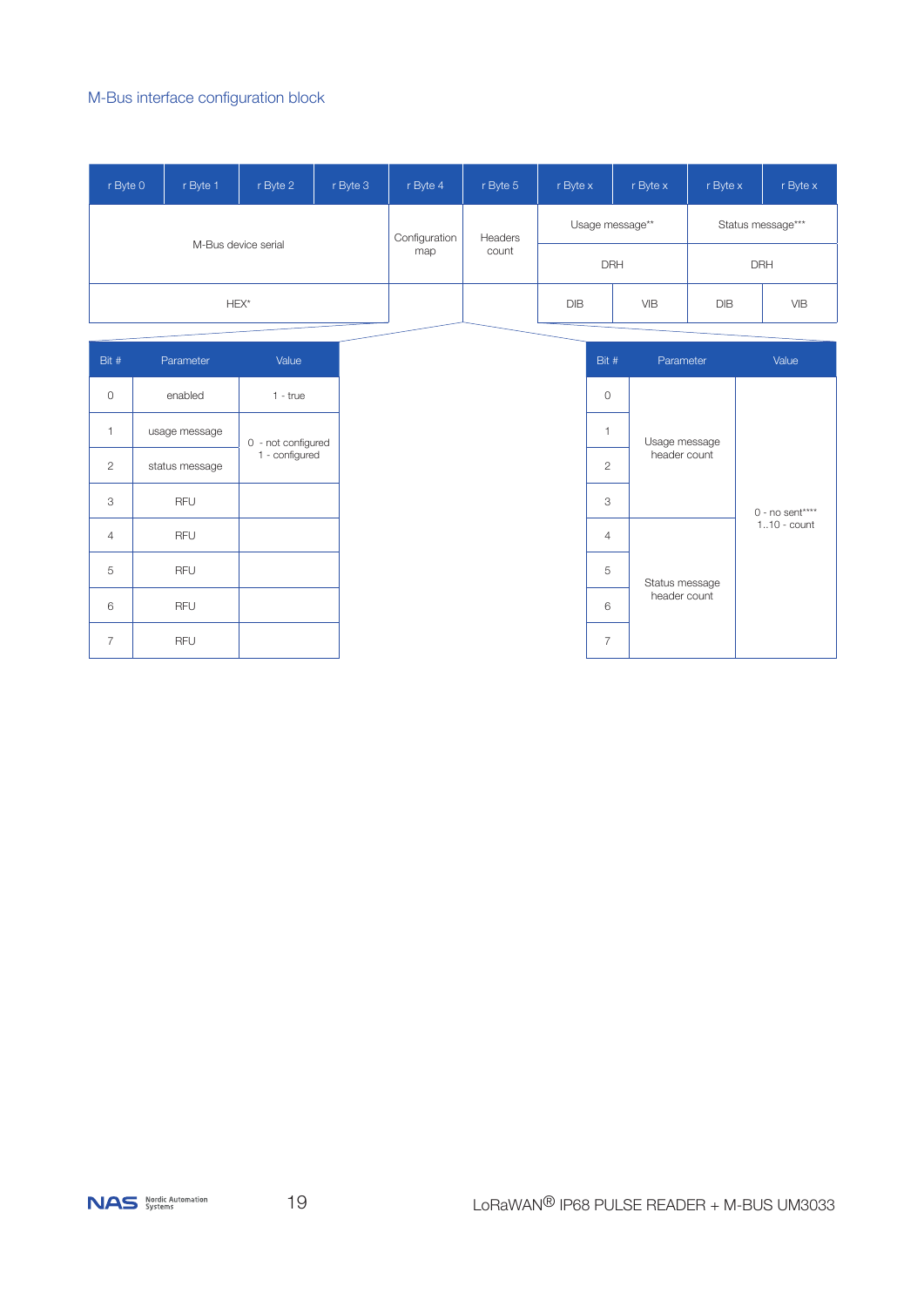## M-Bus interface configuration block

| r Byte 0 | r Byte 1 | r Byte 2 | r Byte 3 | r Byte 4 | r Byte 5 | r Byte x | r Byte x | r Byte x | r Byte x |
|---|---|---|---|---|---|---|---|---|---|
| M-Bus device serial | | | | Configuration map | Headers count | Usage message** | | Status message*** | |
| | | | | | | DRH | | DRH | |
| HEX* | | | | | | DIB | VIB | DIB | VIB |

| Bit # | Parameter | Value |
|---|---|---|
| 0 | enabled | 1 - true |
| 1 | usage message | 0 - not configured<br>1 - configured |
| 2 | status message | |
| 3 | RFU | |
| 4 | RFU | |
| 5 | RFU | |
| 6 | RFU | |
| 7 | RFU | |

| Bit # | Parameter | Value |
|---|---|---|
| 0 | Usage message header count | 0 - no sent****<br>1..10 - count |
| 1 | | |
| 2 | | |
| 3 | | |
| 4 | Status message header count | |
| 5 | | |
| 6 | | |
| 7 | | |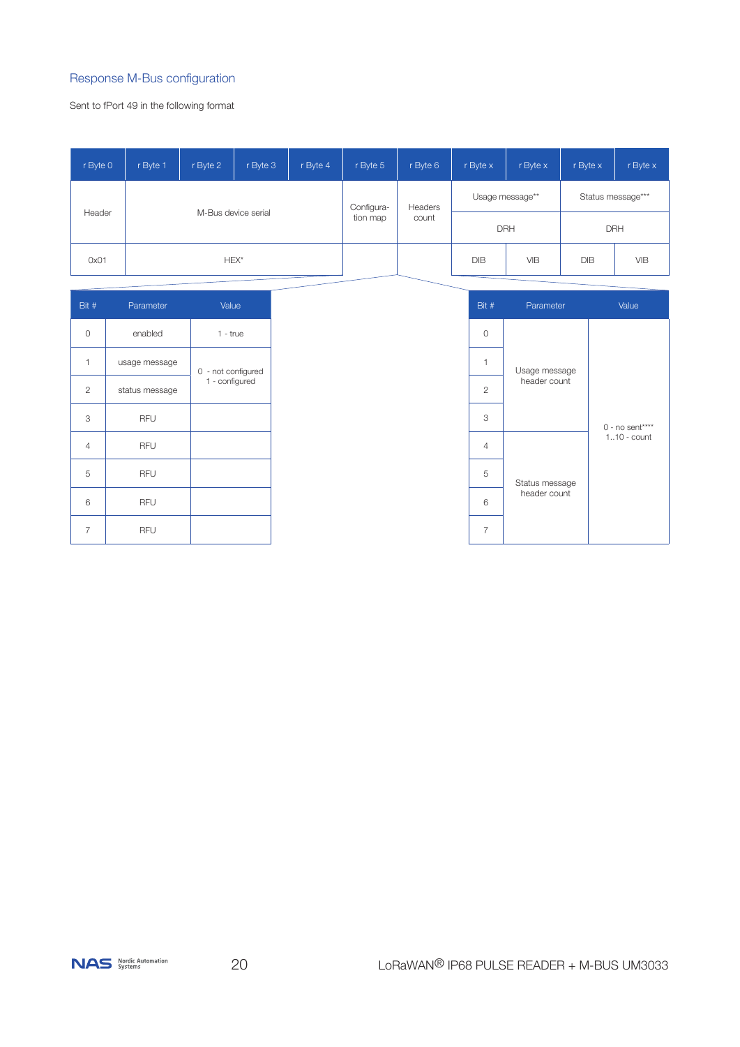## Response M-Bus configuration

Sent to fPort 49 in the following format

| r Byte 0 | r Byte 1 | r Byte 2 | r Byte 3 | r Byte 4 | r Byte 5 | r Byte 6 | r Byte x | r Byte x | r Byte x | r Byte x |
|---|---|---|---|---|---|---|---|---|---|---|
| Header | M-Bus device serial | | | | Configuration map | Headers count | Usage message** | | Status message*** | |
| | | | | | | | DRH | | DRH | |
| 0x01 | HEX* | | | | | | DIB | VIB | DIB | VIB |

Configuration map (r Byte 5):

| Bit # | Parameter | Value |
|---|---|---|
| 0 | enabled | 1 - true |
| 1 | usage message | 0 - not configured<br>1 - configured |
| 2 | status message | 0 - not configured<br>1 - configured |
| 3 | RFU | |
| 4 | RFU | |
| 5 | RFU | |
| 6 | RFU | |
| 7 | RFU | |

Headers count (r Byte 6):

| Bit # | Parameter | Value |
|---|---|---|
| 0 | Usage message header count | 0 - no sent****<br>1..10 - count |
| 1 | Usage message header count | |
| 2 | Usage message header count | |
| 3 | Usage message header count | |
| 4 | Status message header count | |
| 5 | Status message header count | |
| 6 | Status message header count | |
| 7 | Status message header count | |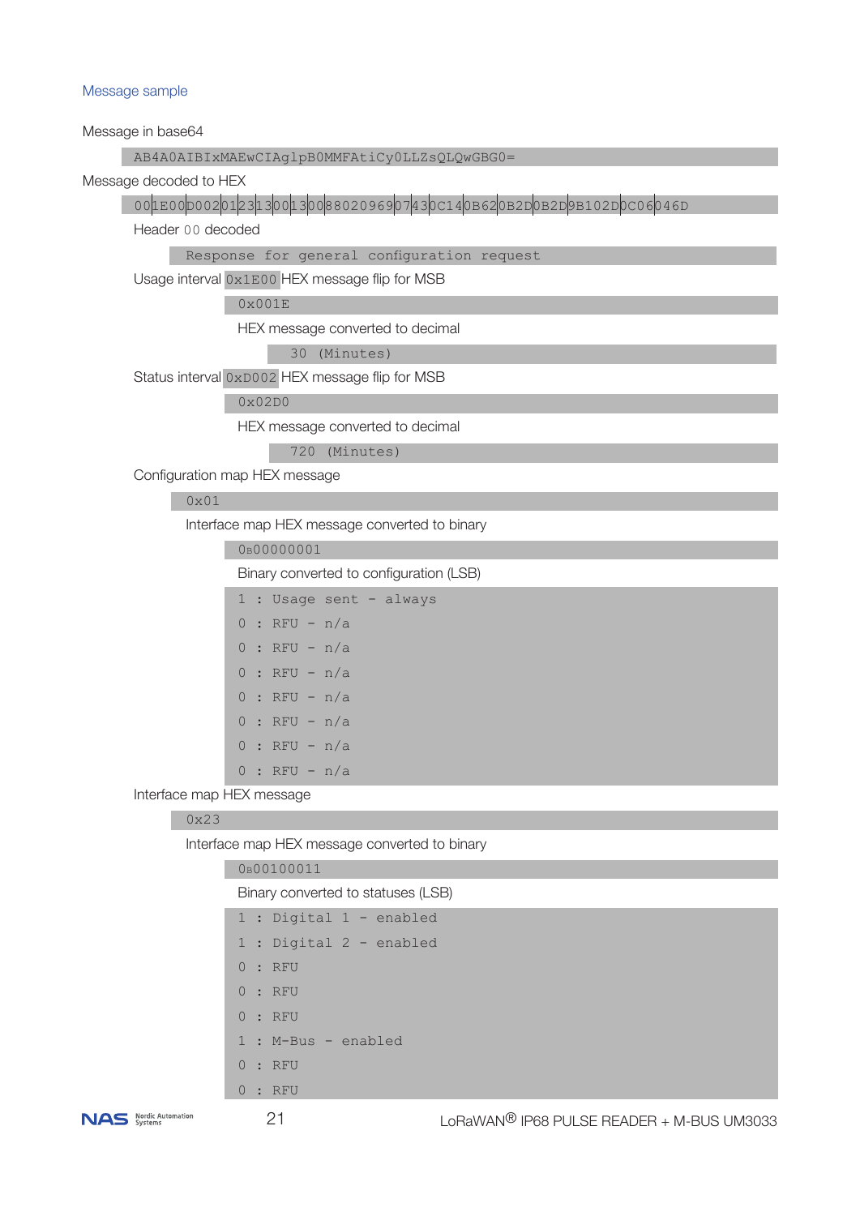### Message sample

Message in base64

```
AB4A0AIBIxMAEwCIAglpB0MMFAtiCy0LLZsQLQwGBG0=
```

Message decoded to HEX

```
00|1E00|D002|01|23|13|00|13|00|8802096907|43|0C14|0B62|0B2D|0B2D|9B102D|0C06|046D
```

Header `00` decoded

```
Response for general configuration request
```

Usage interval `0x1E00` HEX message flip for MSB

```
0x001E
```

HEX message converted to decimal

```
30 (Minutes)
```

Status interval `0xD002` HEX message flip for MSB

```
0x02D0
```

HEX message converted to decimal

```
720 (Minutes)
```

Configuration map HEX message

```
0x01
```

Interface map HEX message converted to binary

```
0B00000001
```

Binary converted to configuration (LSB)

```
1 : Usage sent - always
0 : RFU - n/a
0 : RFU - n/a
0 : RFU - n/a
0 : RFU - n/a
0 : RFU - n/a
0 : RFU - n/a
0 : RFU - n/a
```

Interface map HEX message

```
0x23
```

Interface map HEX message converted to binary

```
0B00100011
```

Binary converted to statuses (LSB)

```
1 : Digital 1 - enabled
1 : Digital 2 - enabled
0 : RFU
0 : RFU
0 : RFU
1 : M-Bus - enabled
0 : RFU
0 : RFU
```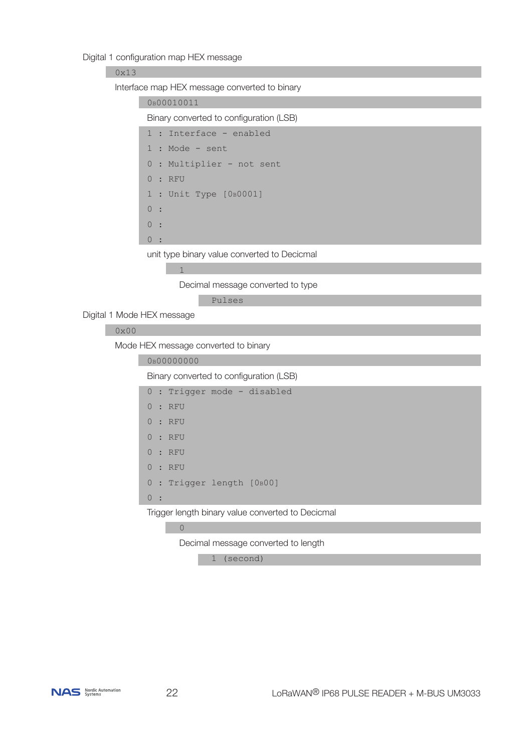Digital 1 configuration map HEX message

```
0x13
```

Interface map HEX message converted to binary

```
0B00010011
```

Binary converted to configuration (LSB)

```
1 : Interface - enabled
1 : Mode - sent
0 : Multiplier - not sent
0 : RFU
1 : Unit Type [0B0001]
0 :
0 :
0 :
```

unit type binary value converted to Decicmal

```
1
```

Decimal message converted to type

```
Pulses
```

Digital 1 Mode HEX message

```
0x00
```

Mode HEX message converted to binary

```
0B00000000
```

Binary converted to configuration (LSB)

```
0 : Trigger mode - disabled
0 : RFU
0 : RFU
0 : RFU
0 : RFU
0 : RFU
0 : Trigger length [0B00]
0 :
```

Trigger length binary value converted to Decicmal

```
0
```

Decimal message converted to length

```
1 (second)
```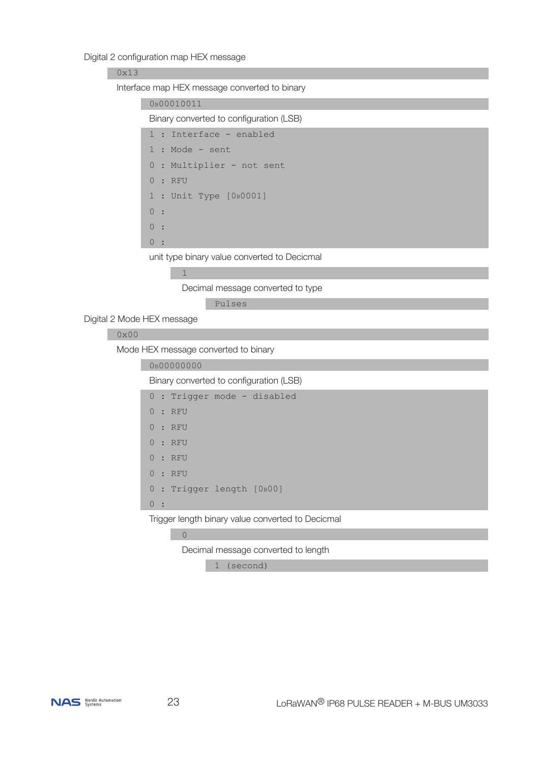Digital 2 configuration map HEX message

```
0x13
```

Interface map HEX message converted to binary

```
0B00010011
```

Binary converted to configuration (LSB)

```
1 : Interface - enabled
1 : Mode - sent
0 : Multiplier - not sent
0 : RFU
1 : Unit Type [0B0001]
0 :
0 :
0 :
```

unit type binary value converted to Decicmal

```
1
```

Decimal message converted to type

```
Pulses
```

Digital 2 Mode HEX message

```
0x00
```

Mode HEX message converted to binary

```
0B00000000
```

Binary converted to configuration (LSB)

```
0 : Trigger mode - disabled
0 : RFU
0 : RFU
0 : RFU
0 : RFU
0 : RFU
0 : Trigger length [0B00]
0 :
```

Trigger length binary value converted to Decicmal

```
0
```

Decimal message converted to length

```
1 (second)
```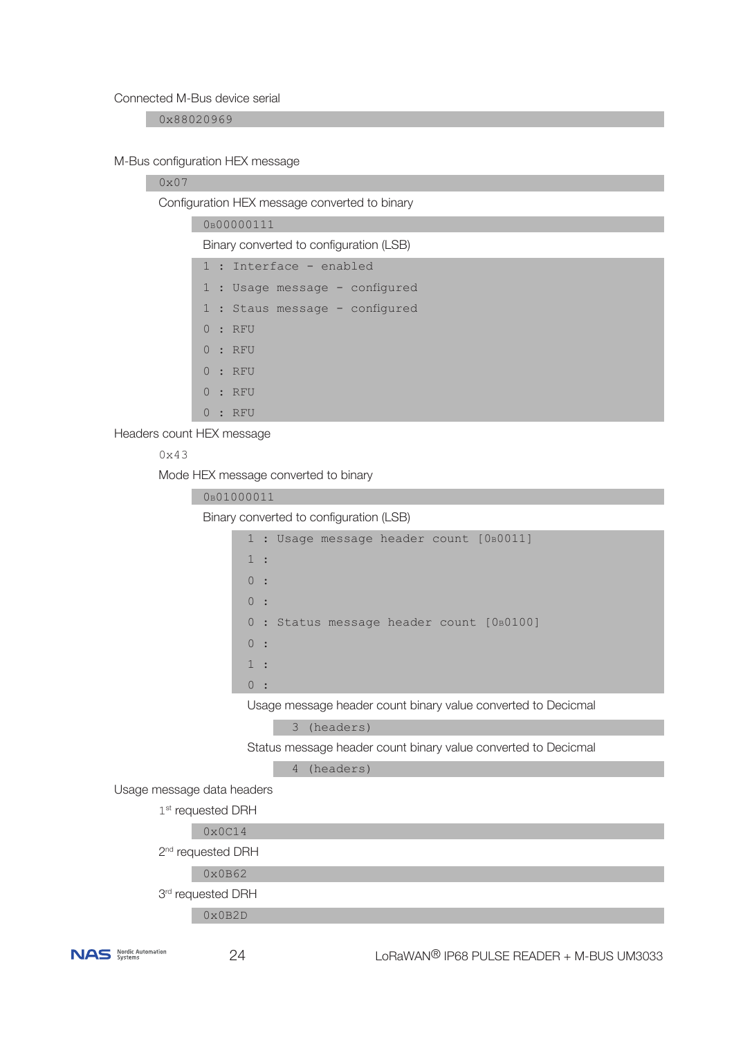Connected M-Bus device serial

```
0x88020969
```

M-Bus configuration HEX message

```
0x07
```

Configuration HEX message converted to binary

```
0B00000111
```

Binary converted to configuration (LSB)

```
1 : Interface - enabled
1 : Usage message - configured
1 : Staus message - configured
0 : RFU
0 : RFU
0 : RFU
0 : RFU
0 : RFU
```

Headers count HEX message

```
0x43
```

Mode HEX message converted to binary

```
0B01000011
```

Binary converted to configuration (LSB)

```
1 : Usage message header count [0B0011]
1 :
0 :
0 :
0 : Status message header count [0B0100]
0 :
1 :
0 :
```

Usage message header count binary value converted to Decicmal

```
3 (headers)
```

Status message header count binary value converted to Decicmal

```
4 (headers)
```

Usage message data headers

1st requested DRH

```
0x0C14
```

2nd requested DRH

```
0x0B62
```

3rd requested DRH

```
0x0B2D
```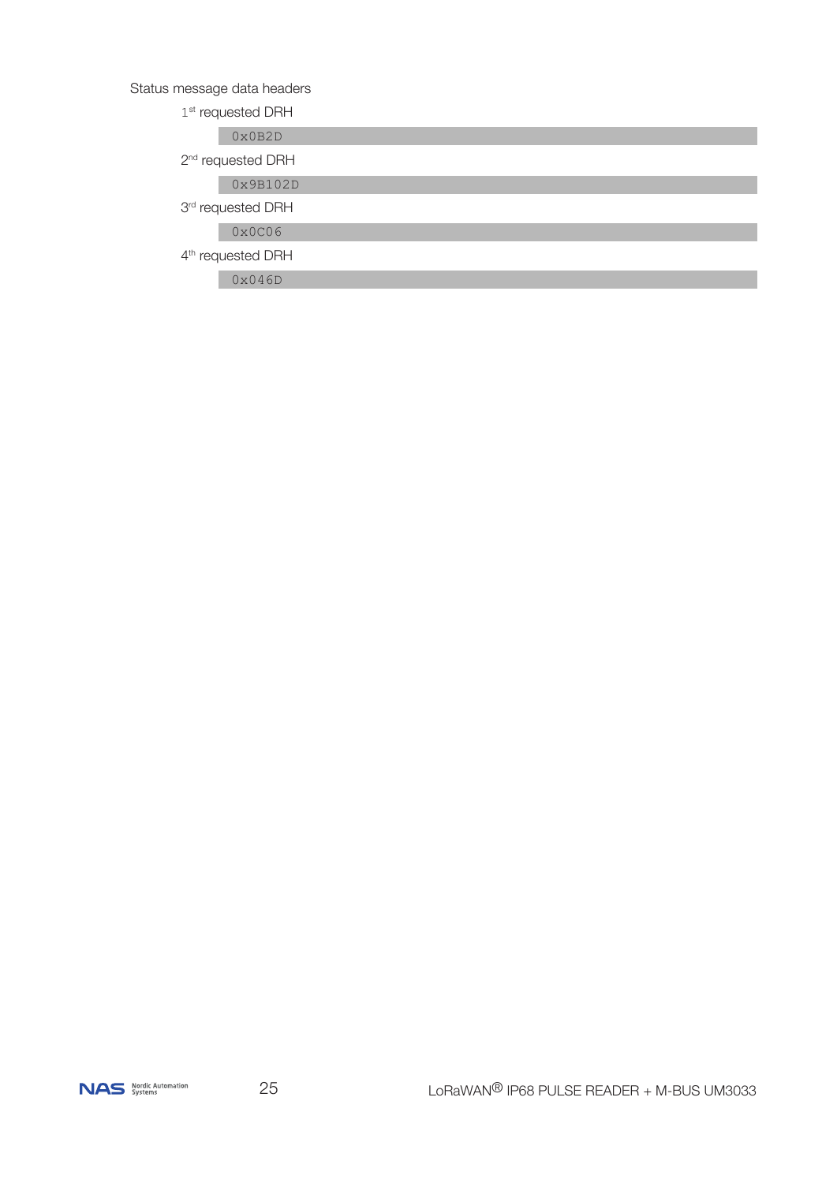Status message data headers

1st requested DRH

```
0x0B2D
```

2nd requested DRH

```
0x9B102D
```

3rd requested DRH

```
0x0C06
```

4th requested DRH

```
0x046D
```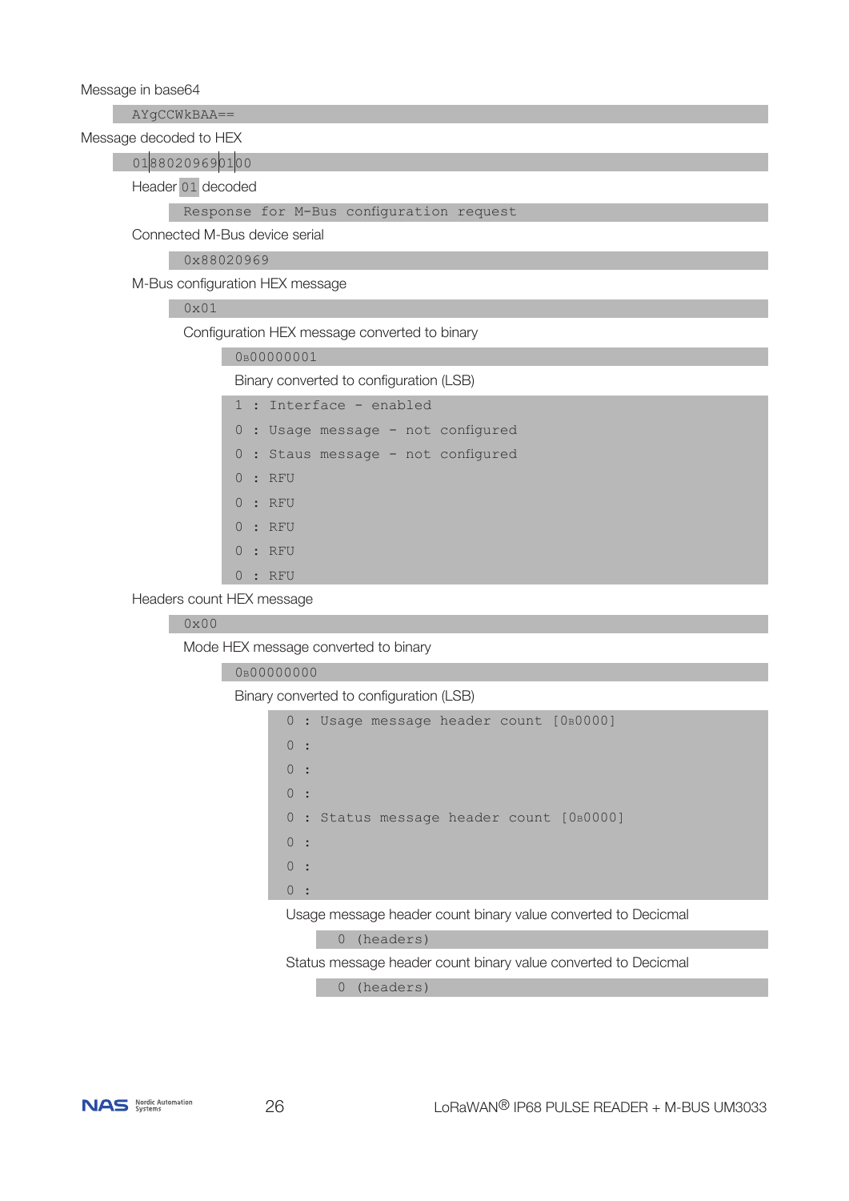Message in base64

```
AYgCCWkBAA==
```

Message decoded to HEX

```
01|88020969|01|00
```

Header 01 decoded

```
Response for M-Bus configuration request
```

Connected M-Bus device serial

```
0x88020969
```

M-Bus configuration HEX message

```
0x01
```

Configuration HEX message converted to binary

```
0b00000001
```

Binary converted to configuration (LSB)

```
1 : Interface - enabled
0 : Usage message - not configured
0 : Staus message - not configured
0 : RFU
0 : RFU
0 : RFU
0 : RFU
0 : RFU
```

Headers count HEX message

```
0x00
```

Mode HEX message converted to binary

```
0b00000000
```

Binary converted to configuration (LSB)

```
0 : Usage message header count [0b0000]
0 :
0 :
0 :
0 : Status message header count [0b0000]
0 :
0 :
0 :
```

Usage message header count binary value converted to Decicmal

```
0 (headers)
```

Status message header count binary value converted to Decicmal

```
0 (headers)
```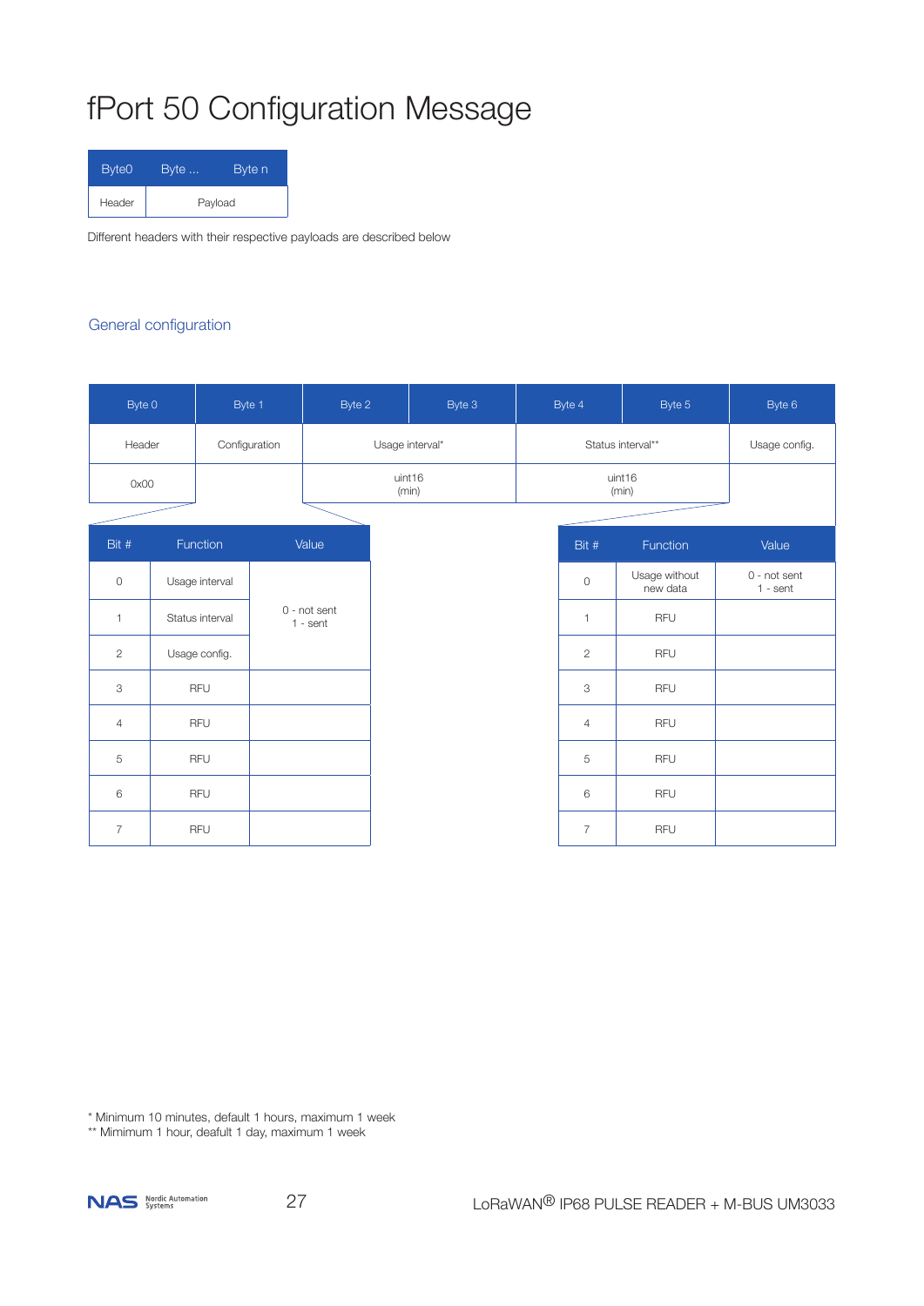# fPort 50 Configuration Message

| Byte0 | Byte ... | Byte n |
|---|---|---|
| Header | Payload | |

Different headers with their respective payloads are described below

## General configuration

| Byte 0 | Byte 1 | Byte 2 | Byte 3 | Byte 4 | Byte 5 | Byte 6 |
|---|---|---|---|---|---|---|
| Header | Configuration | Usage interval* | | Status interval** | | Usage config. |
| 0x00 | | uint16 (min) | | uint16 (min) | | |

Configuration (Byte 1):

| Bit # | Function | Value |
|---|---|---|
| 0 | Usage interval | 0 - not sent<br>1 - sent |
| 1 | Status interval | 0 - not sent<br>1 - sent |
| 2 | Usage config. | 0 - not sent<br>1 - sent |
| 3 | RFU | |
| 4 | RFU | |
| 5 | RFU | |
| 6 | RFU | |
| 7 | RFU | |

Usage config. (Byte 6):

| Bit # | Function | Value |
|---|---|---|
| 0 | Usage without new data | 0 - not sent<br>1 - sent |
| 1 | RFU | |
| 2 | RFU | |
| 3 | RFU | |
| 4 | RFU | |
| 5 | RFU | |
| 6 | RFU | |
| 7 | RFU | |

* Minimum 10 minutes, default 1 hours, maximum 1 week
** Mimimum 1 hour, deafult 1 day, maximum 1 week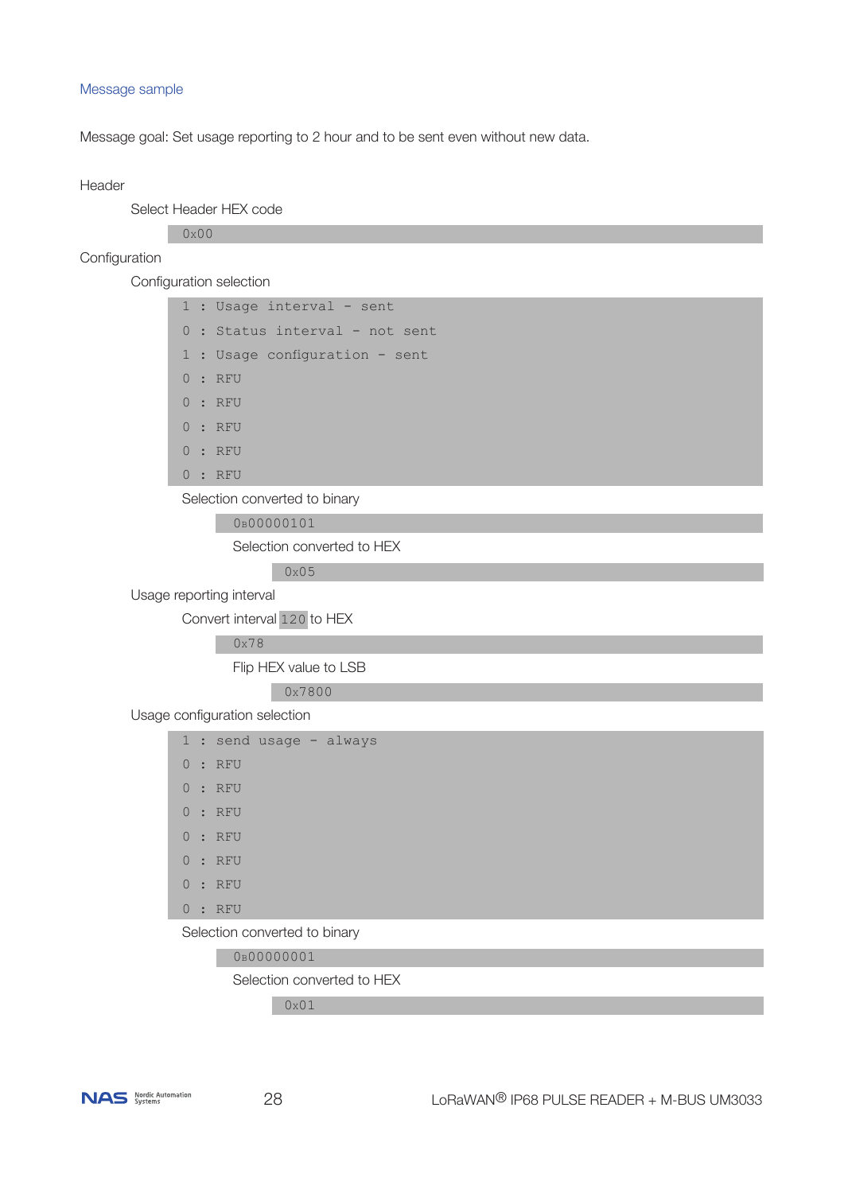### Message sample

Message goal: Set usage reporting to 2 hour and to be sent even without new data.

Header

Select Header HEX code

```
0x00
```

Configuration

Configuration selection

```
1 : Usage interval - sent
0 : Status interval - not sent
1 : Usage configuration - sent
0 : RFU
0 : RFU
0 : RFU
0 : RFU
0 : RFU
```

Selection converted to binary

```
0B00000101
```

Selection converted to HEX

```
0x05
```

Usage reporting interval

Convert interval `120` to HEX

```
0x78
```

Flip HEX value to LSB

```
0x7800
```

Usage configuration selection

```
1 : send usage - always
0 : RFU
0 : RFU
0 : RFU
0 : RFU
0 : RFU
0 : RFU
0 : RFU
```

Selection converted to binary

```
0B00000001
```

Selection converted to HEX

```
0x01
```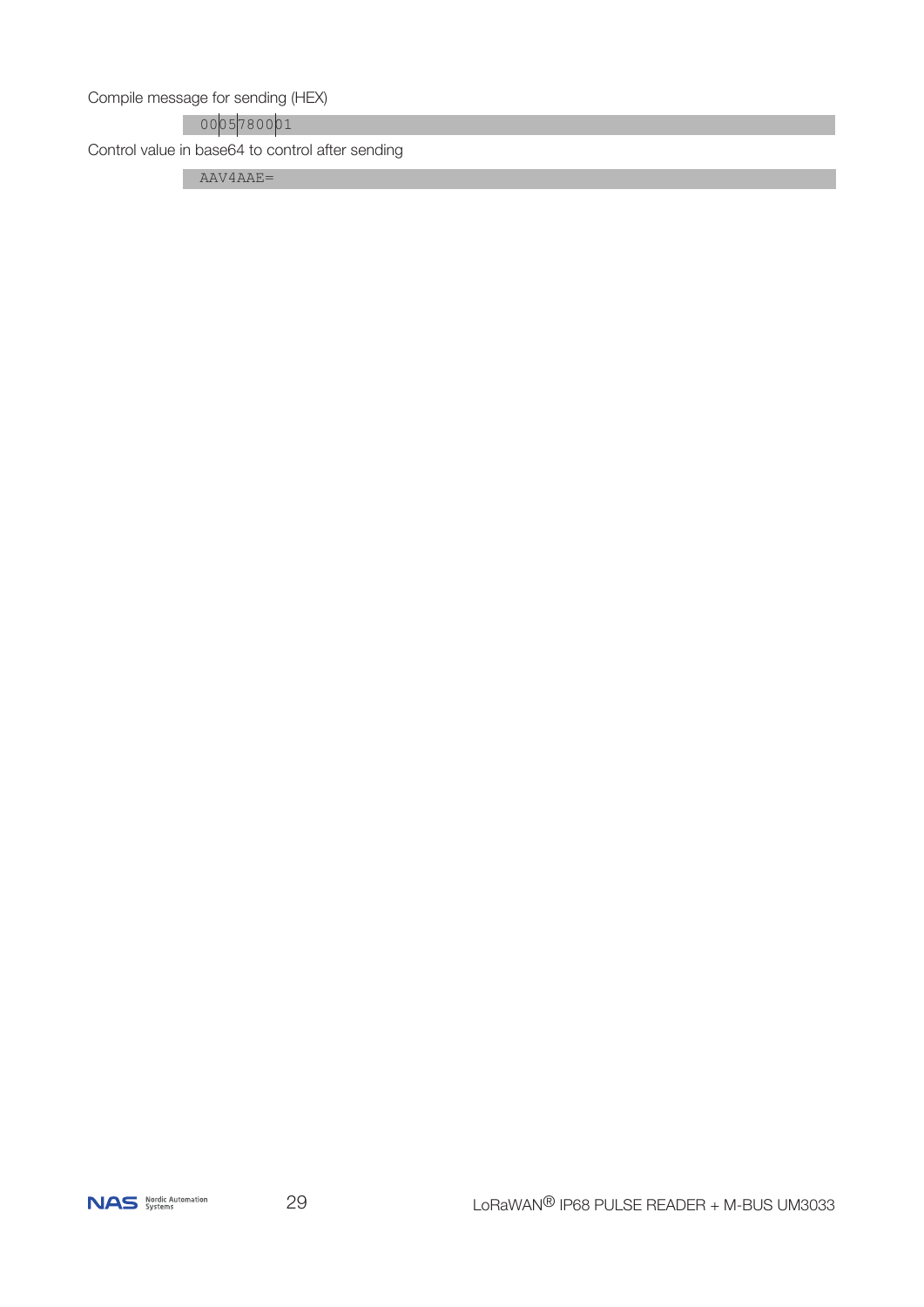Compile message for sending (HEX)

```
00|05|7800|01
```

Control value in base64 to control after sending

```
AAV4AAE=
```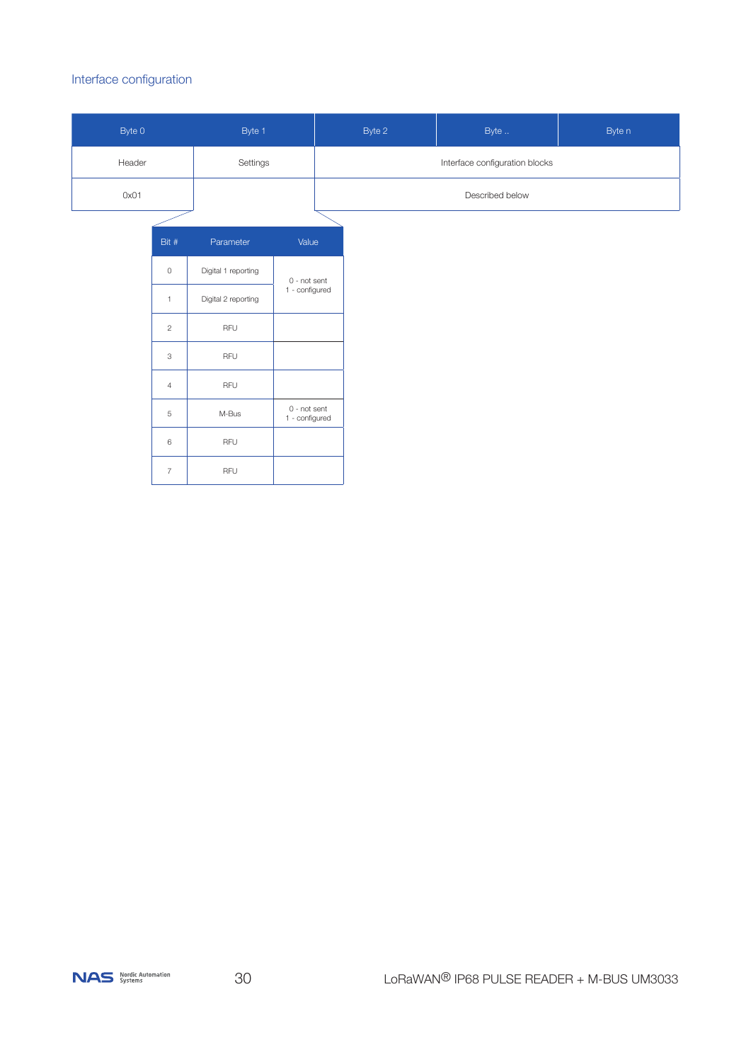## Interface configuration

| Byte 0 | Byte 1 | Byte 2 | Byte .. | Byte n |
|---|---|---|---|---|
| Header | Settings | Interface configuration blocks | | |
| 0x01 | | Described below | | |

| Bit # | Parameter | Value |
|---|---|---|
| 0 | Digital 1 reporting | 0 - not sent<br>1 - configured |
| 1 | Digital 2 reporting | |
| 2 | RFU | |
| 3 | RFU | |
| 4 | RFU | |
| 5 | M-Bus | 0 - not sent<br>1 - configured |
| 6 | RFU | |
| 7 | RFU | |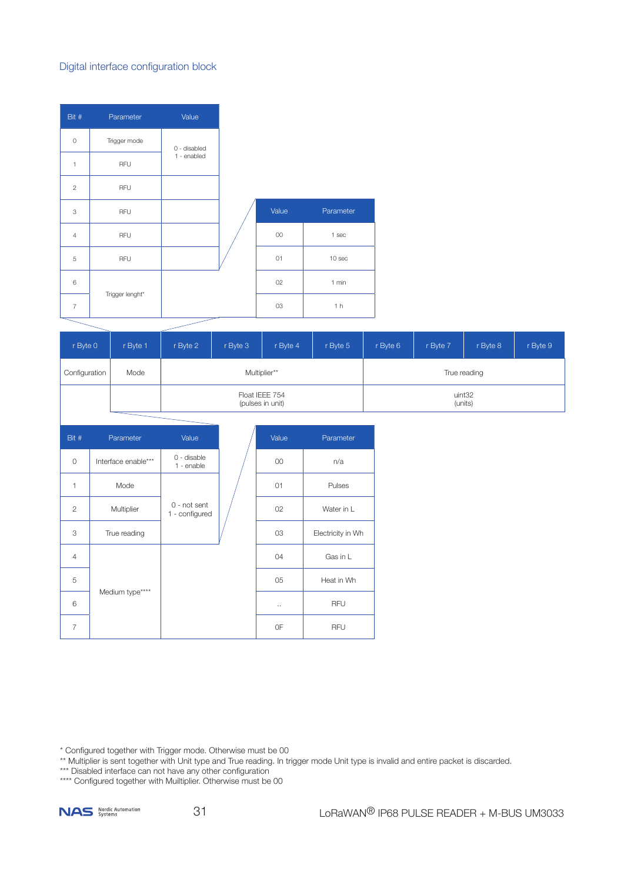## Digital interface configuration block

| Bit # | Parameter | Value |
|---|---|---|
| 0 | Trigger mode | 0 - disabled<br>1 - enabled |
| 1 | RFU | |
| 2 | RFU | |
| 3 | RFU | |
| 4 | RFU | |
| 5 | RFU | |
| 6 | Trigger lenght* | |
| 7 | | |

| Value | Parameter |
|---|---|
| 00 | 1 sec |
| 01 | 10 sec |
| 02 | 1 min |
| 03 | 1 h |

| r Byte 0 | r Byte 1 | r Byte 2 | r Byte 3 | r Byte 4 | r Byte 5 | r Byte 6 | r Byte 7 | r Byte 8 | r Byte 9 |
|---|---|---|---|---|---|---|---|---|---|
| Configuration | Mode | Multiplier** | | | | True reading | | | |
| | | Float IEEE 754 (pulses in unit) | | | | uint32 (units) | | | |

| Bit # | Parameter | Value |
|---|---|---|
| 0 | Interface enable*** | 0 - disable<br>1 - enable |
| 1 | Mode | 0 - not sent<br>1 - configured |
| 2 | Multiplier | |
| 3 | True reading | |
| 4 | Medium type**** | |
| 5 | | |
| 6 | | |
| 7 | | |

| Value | Parameter |
|---|---|
| 00 | n/a |
| 01 | Pulses |
| 02 | Water in L |
| 03 | Electricity in Wh |
| 04 | Gas in L |
| 05 | Heat in Wh |
| .. | RFU |
| 0F | RFU |

\* Configured together with Trigger mode. Otherwise must be 00

** Multiplier is sent together with Unit type and True reading. In trigger mode Unit type is invalid and entire packet is discarded.

*** Disabled interface can not have any other configuration

**** Configured together with Muiltiplier. Otherwise must be 00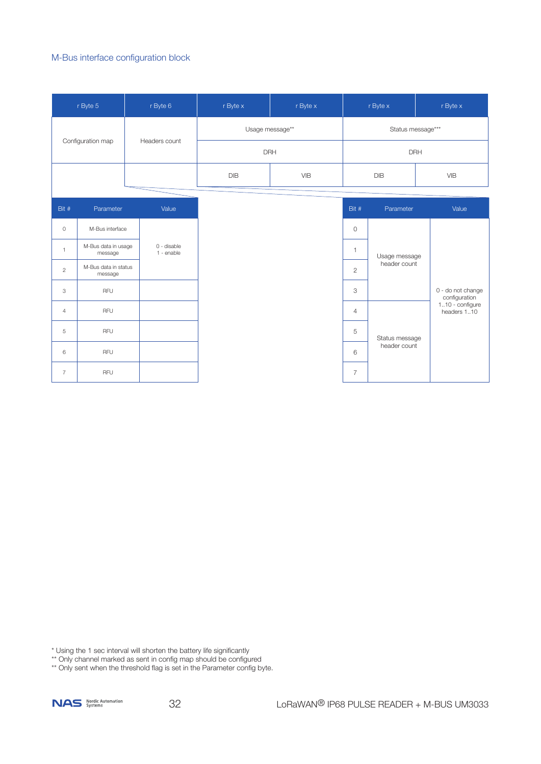## M-Bus interface configuration block

| r Byte 5 | r Byte 6 | r Byte x | r Byte x | r Byte x | r Byte x |
|---|---|---|---|---|---|
| Configuration map | Headers count | Usage message** | | Status message*** | |
| | | DRH | | DRH | |
| | | DIB | VIB | DIB | VIB |

| Bit # | Parameter | Value |
|---|---|---|
| 0 | M-Bus interface | 0 - disable<br>1 - enable |
| 1 | M-Bus data in usage message | |
| 2 | M-Bus data in status message | |
| 3 | RFU | |
| 4 | RFU | |
| 5 | RFU | |
| 6 | RFU | |
| 7 | RFU | |

| Bit # | Parameter | Value |
|---|---|---|
| 0 | Usage message header count | 0 - do not change configuration<br>1..10 - configure headers 1..10 |
| 1 | | |
| 2 | | |
| 3 | | |
| 4 | Status message header count | |
| 5 | | |
| 6 | | |
| 7 | | |

* Using the 1 sec interval will shorten the battery life significantly
** Only channel marked as sent in config map should be configured
** Only sent when the threshold flag is set in the Parameter config byte.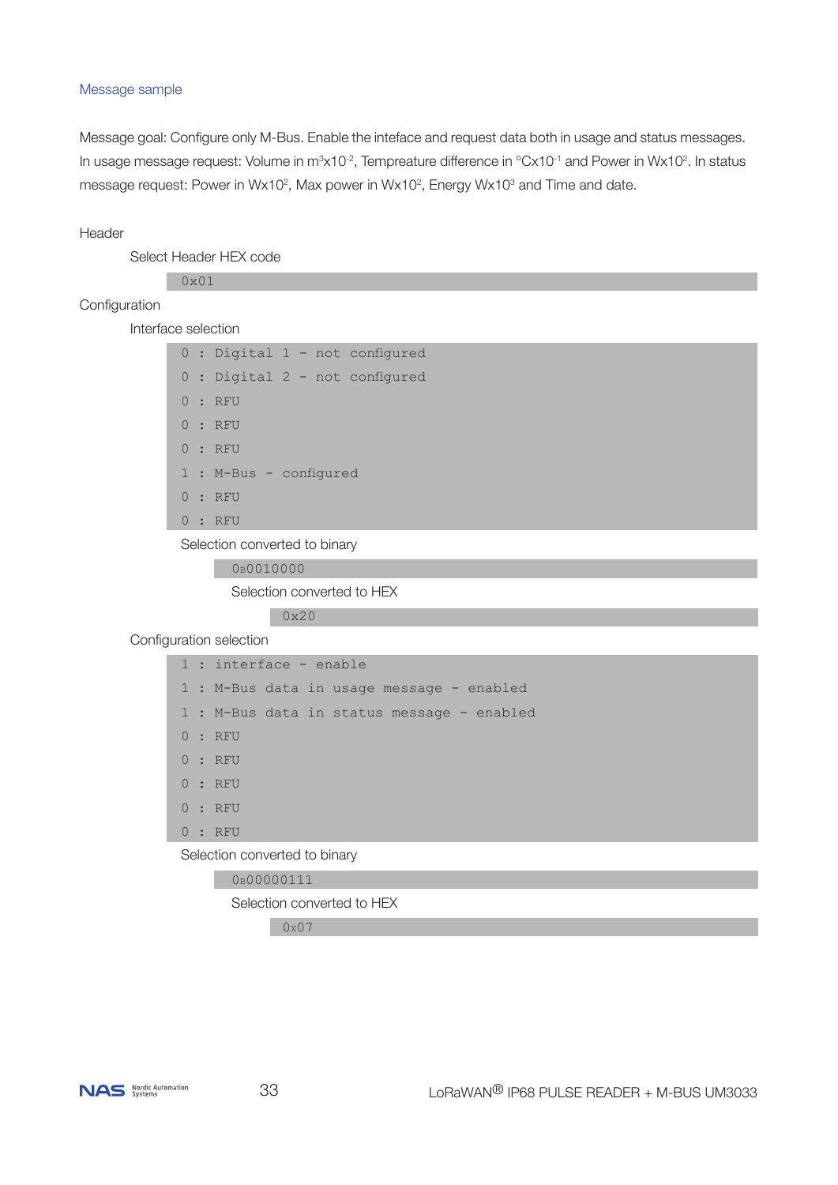### Message sample

Message goal: Configure only M-Bus. Enable the inteface and request data both in usage and status messages. In usage message request: Volume in $m^3x10^{-2}$, Tempreature difference in °$Cx10^{-1}$ and Power in $Wx10^2$. In status message request: Power in $Wx10^2$, Max power in $Wx10^2$, Energy $Wx10^3$ and Time and date.

Header

Select Header HEX code

```
0x01
```

Configuration

Interface selection

```
0 : Digital 1 - not configured
0 : Digital 2 - not configured
0 : RFU
0 : RFU
0 : RFU
1 : M-Bus - configured
0 : RFU
0 : RFU
```

Selection converted to binary

```
0B0010000
```

Selection converted to HEX

```
0x20
```

Configuration selection

```
1 : interface - enable
1 : M-Bus data in usage message - enabled
1 : M-Bus data in status message - enabled
0 : RFU
0 : RFU
0 : RFU
0 : RFU
0 : RFU
```

Selection converted to binary

```
0B00000111
```

Selection converted to HEX

```
0x07
```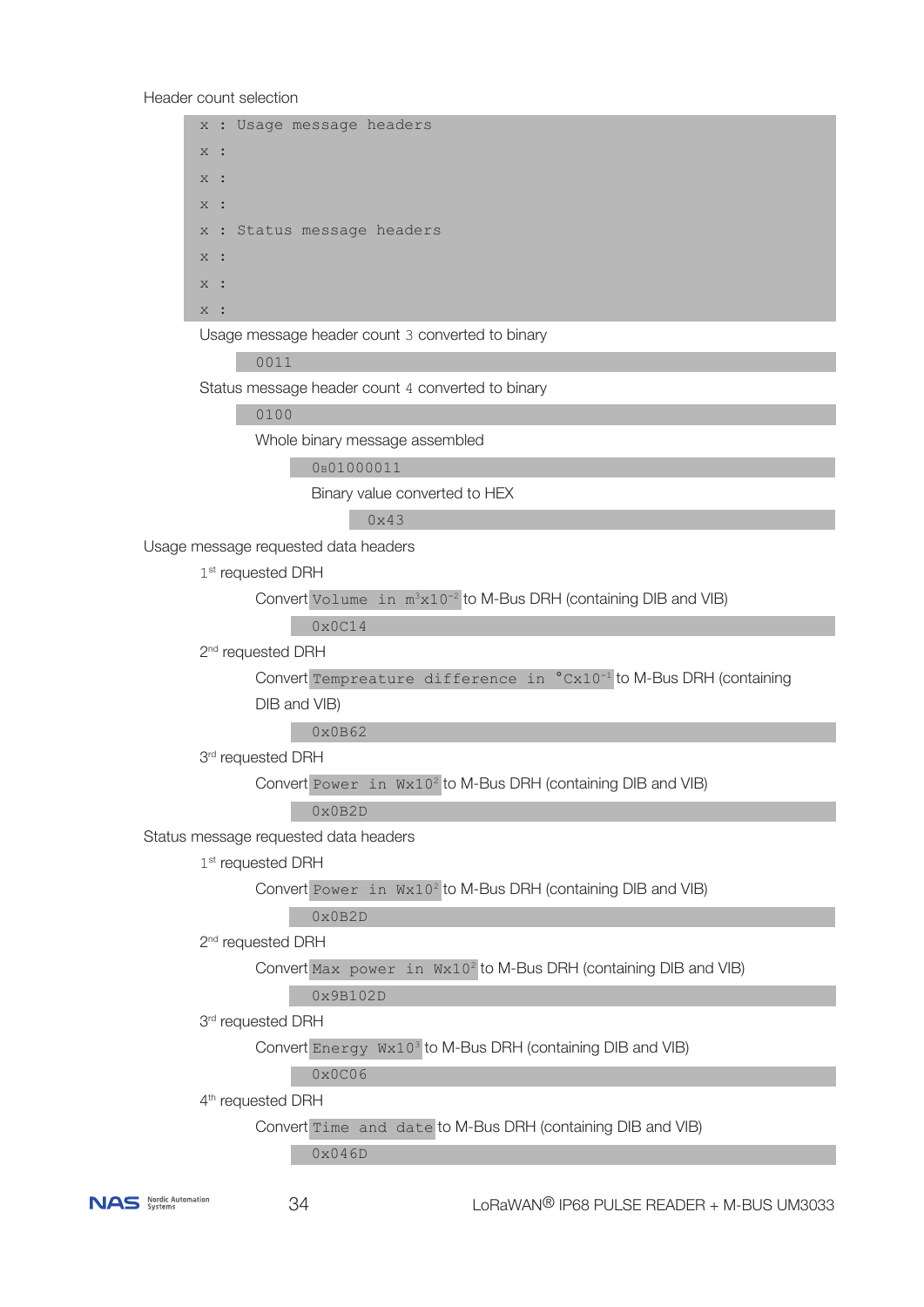Header count selection

```
x : Usage message headers
x :
x :
x :
x : Status message headers
x :
x :
x :
```

Usage message header count 3 converted to binary

```
0011
```

Status message header count 4 converted to binary

```
0100
```

Whole binary message assembled

```
0B01000011
```

Binary value converted to HEX

```
0x43
```

Usage message requested data headers

1st requested DRH

Convert `Volume in m³x10⁻²` to M-Bus DRH (containing DIB and VIB)

```
0x0C14
```

2nd requested DRH

Convert `Tempreature difference in °Cx10⁻¹` to M-Bus DRH (containing DIB and VIB)

```
0x0B62
```

3rd requested DRH

Convert `Power in Wx10²` to M-Bus DRH (containing DIB and VIB)

```
0x0B2D
```

Status message requested data headers

1st requested DRH

Convert `Power in Wx10²` to M-Bus DRH (containing DIB and VIB)

```
0x0B2D
```

2nd requested DRH

Convert `Max power in Wx10²` to M-Bus DRH (containing DIB and VIB)

```
0x9B102D
```

3rd requested DRH

Convert `Energy Wx10³` to M-Bus DRH (containing DIB and VIB)

```
0x0C06
```

4th requested DRH

Convert `Time and date` to M-Bus DRH (containing DIB and VIB)

```
0x046D
```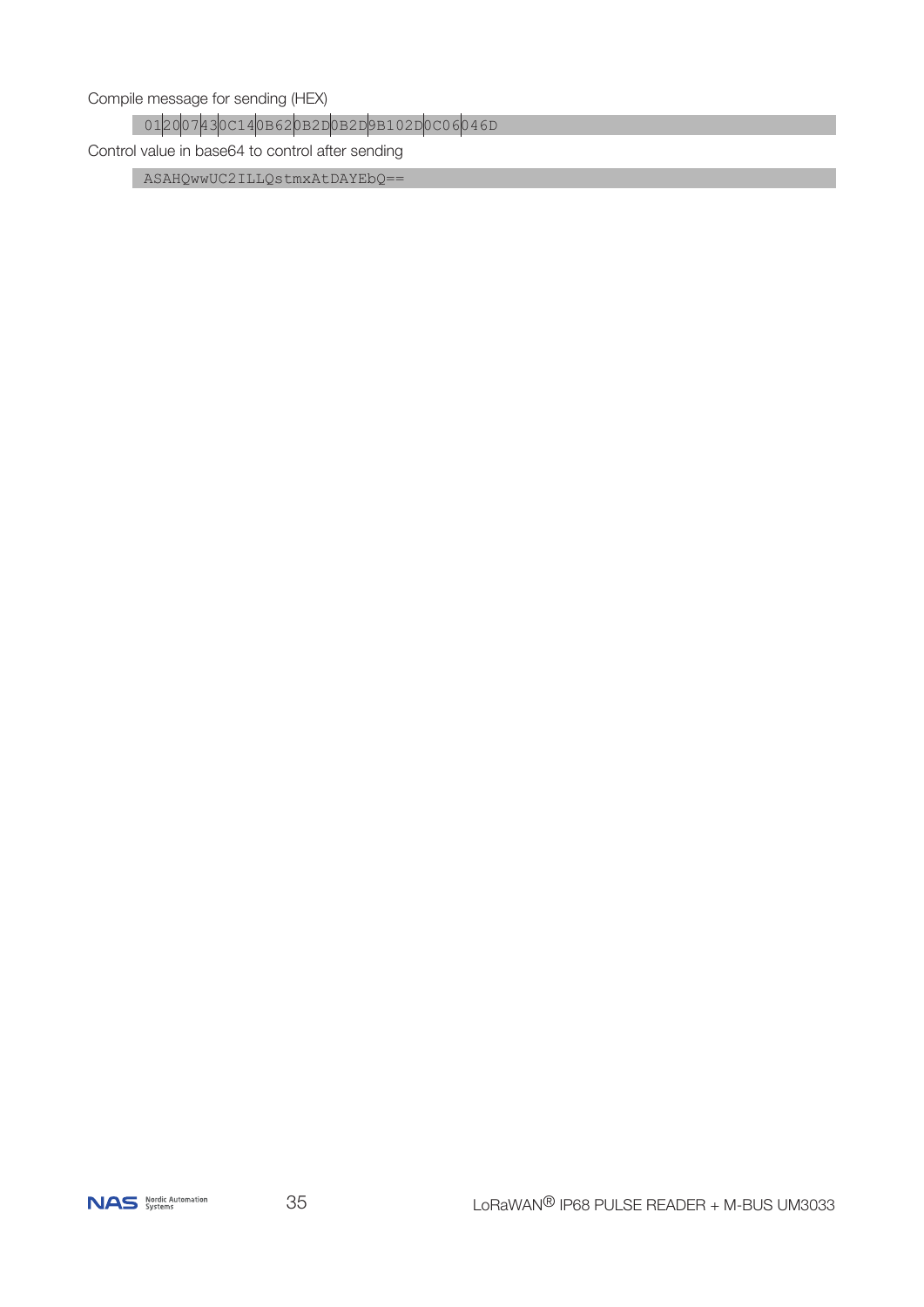Compile message for sending (HEX)

```
01|20|07|43|0C14|0B62|0B2D|0B2D|9B102D|0C06|046D
```

Control value in base64 to control after sending

```
ASAHQwwUC2ILLQstmxAtDAYEbQ==
```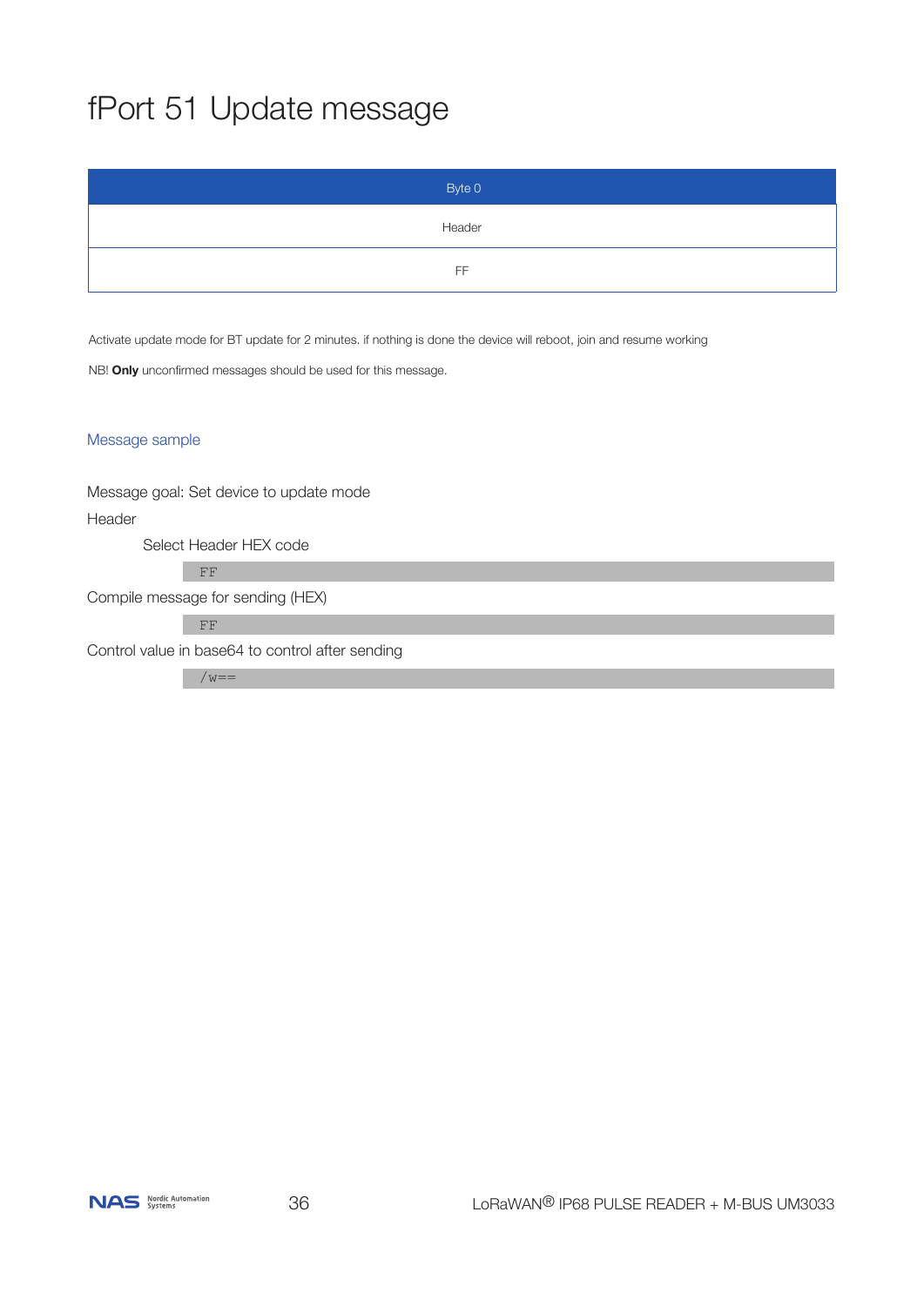# fPort 51 Update message

| Byte 0 |
|---|
| Header |
| FF |

Activate update mode for BT update for 2 minutes. if nothing is done the device will reboot, join and resume working

NB! **Only** unconfirmed messages should be used for this message.

### Message sample

Message goal: Set device to update mode

Header

Select Header HEX code

```
FF
```

Compile message for sending (HEX)

```
FF
```

Control value in base64 to control after sending

```
/w==
```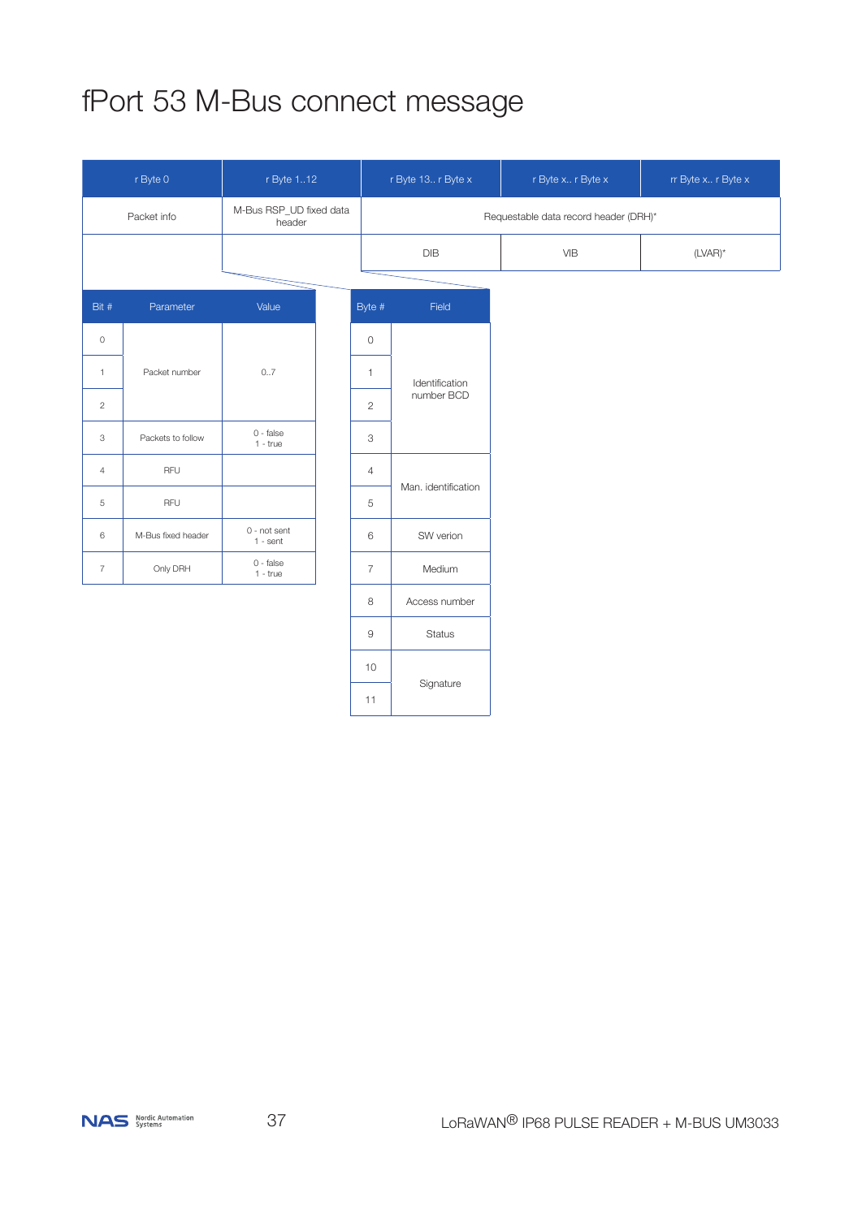# fPort 53 M-Bus connect message

| r Byte 0 | r Byte 1..12 | r Byte 13.. r Byte x | r Byte x.. r Byte x | rr Byte x.. r Byte x |
|---|---|---|---|---|
| Packet info | M-Bus RSP_UD fixed data header | Requestable data record header (DRH)* | | |
| | | DIB | VIB | (LVAR)* |

| Bit # | Parameter | Value |
|---|---|---|
| 0 | Packet number | 0..7 |
| 1 | | |
| 2 | | |
| 3 | Packets to follow | 0 - false<br>1 - true |
| 4 | RFU | |
| 5 | RFU | |
| 6 | M-Bus fixed header | 0 - not sent<br>1 - sent |
| 7 | Only DRH | 0 - false<br>1 - true |

| Byte # | Field |
|---|---|
| 0 | Identification number BCD |
| 1 | |
| 2 | |
| 3 | |
| 4 | Man. identification |
| 5 | |
| 6 | SW verion |
| 7 | Medium |
| 8 | Access number |
| 9 | Status |
| 10 | Signature |
| 11 | |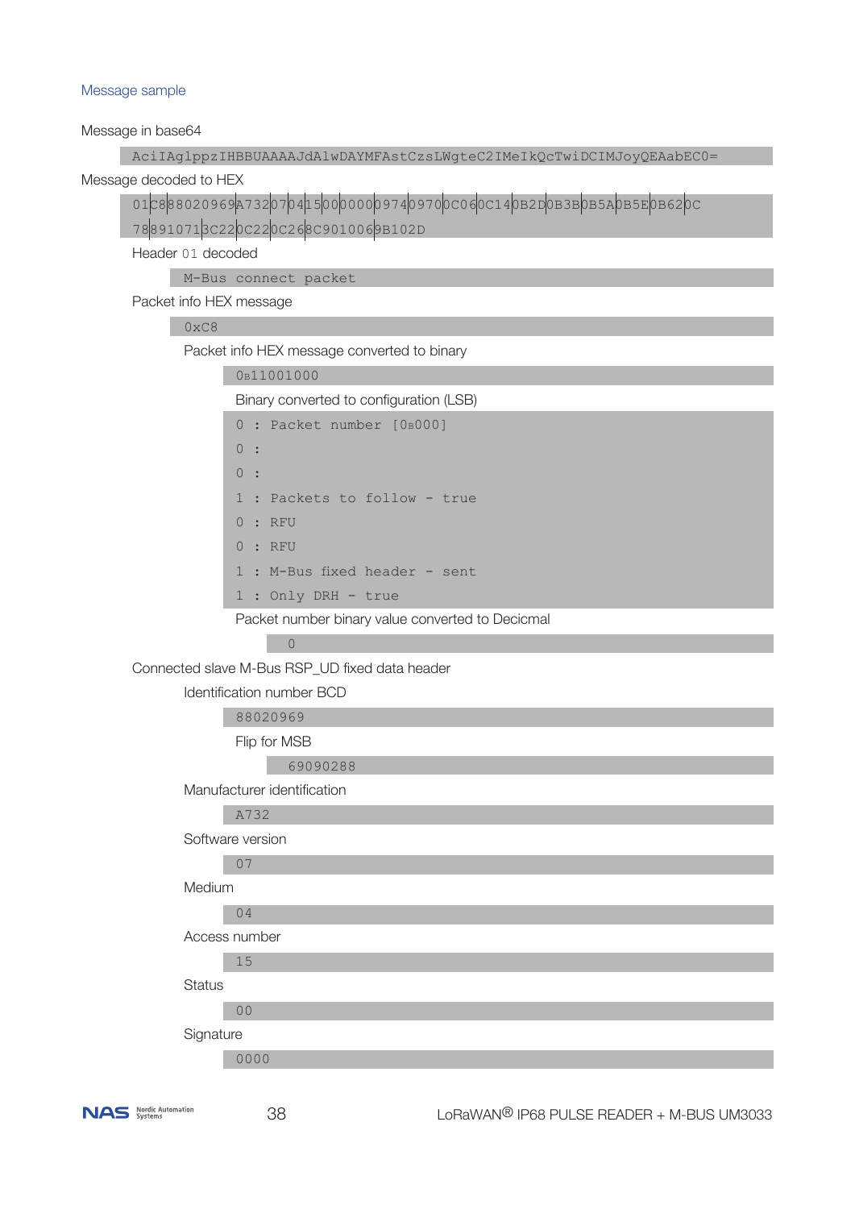## Message sample

Message in base64

```
AciIAglppzIHBBUAAAAJdAlwDAYMFAstCzsLWgteC2IMeIkQcTwiDCIMJoyQEAabEC0=
```

Message decoded to HEX

```
01|C8|88020969|A732|07|04|15|00|0000|0974|0970|0C06|0C14|0B2D|0B3B|0B5A|0B5E|0B62|0C
78|891071|3C22|0C22|0C26|8C901006|9B102D
```

Header 01 decoded

```
M-Bus connect packet
```

Packet info HEX message

```
0xC8
```

Packet info HEX message converted to binary

```
0b11001000
```

Binary converted to configuration (LSB)

```
0 : Packet number [0b000]
0 :
0 :
1 : Packets to follow - true
0 : RFU
0 : RFU
1 : M-Bus fixed header - sent
1 : Only DRH - true
```

Packet number binary value converted to Decicmal

```
0
```

Connected slave M-Bus RSP_UD fixed data header

Identification number BCD

```
88020969
```

Flip for MSB

```
69090288
```

Manufacturer identification

```
A732
```

Software version

```
07
```

Medium

```
04
```

Access number

```
15
```

Status

```
00
```

Signature

```
0000
```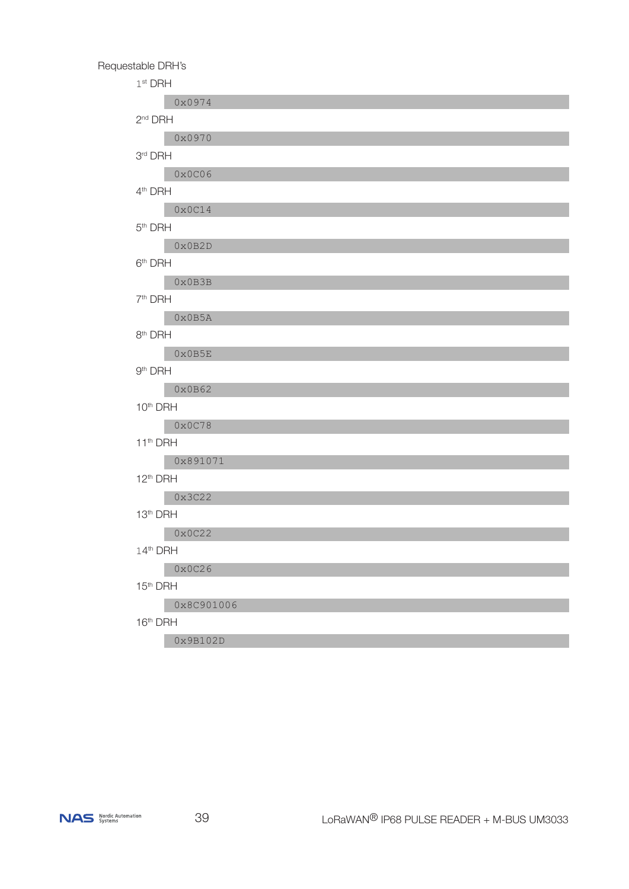Requestable DRH's

1st DRH

```
0x0974
```

2nd DRH

```
0x0970
```

3rd DRH

```
0x0C06
```

4th DRH

```
0x0C14
```

5th DRH

```
0x0B2D
```

6th DRH

```
0x0B3B
```

7th DRH

```
0x0B5A
```

8th DRH

```
0x0B5E
```

9th DRH

```
0x0B62
```

10th DRH

```
0x0C78
```

11th DRH

```
0x891071
```

12th DRH

```
0x3C22
```

13th DRH

```
0x0C22
```

14th DRH

```
0x0C26
```

15th DRH

```
0x8C901006
```

16th DRH

```
0x9B102D
```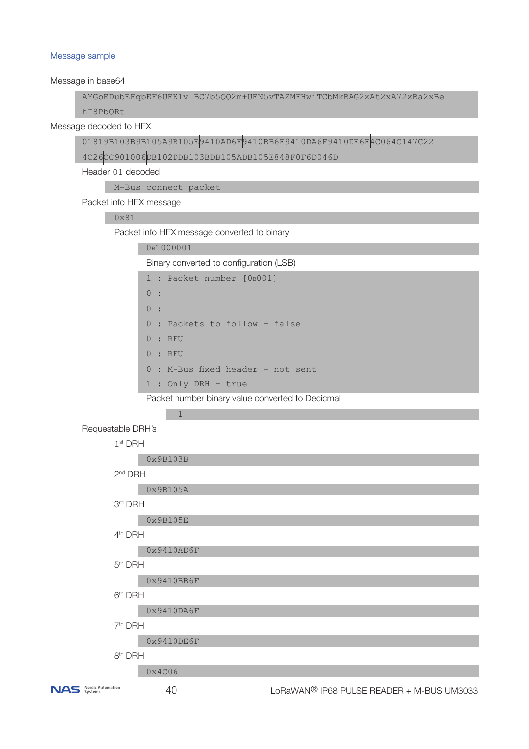### Message sample

Message in base64

```
AYGbEDubEFqbEF6UEK1v1BC7b5QQ2m+UEN5vTAZMFHwiTCbMkBAG2xAt2xA72xBa2xBe
hI8PbQRt
```

Message decoded to HEX

```
01|81|9B103B|9B105A|9B105E|9410AD6F|9410BB6F|9410DA6F|9410DE6F|4C06|4C14|7C22|
4C26|CC901006|DB102D|DB103B|DB105A|DB105E|848F0F6D|046D
```

Header `01` decoded

```
M-Bus connect packet
```

Packet info HEX message

```
0x81
```

Packet info HEX message converted to binary

```
0b1000001
```

Binary converted to configuration (LSB)

```
1 : Packet number [0b001]
0 :
0 :
0 : Packets to follow - false
0 : RFU
0 : RFU
0 : M-Bus fixed header - not sent
1 : Only DRH - true
```

Packet number binary value converted to Decicmal

```
1
```

Requestable DRH's

1st DRH

```
0x9B103B
```

2nd DRH

```
0x9B105A
```

3rd DRH

```
0x9B105E
```

4th DRH

```
0x9410AD6F
```

5th DRH

```
0x9410BB6F
```

6th DRH

```
0x9410DA6F
```

7th DRH

```
0x9410DE6F
```

8th DRH

```
0x4C06
```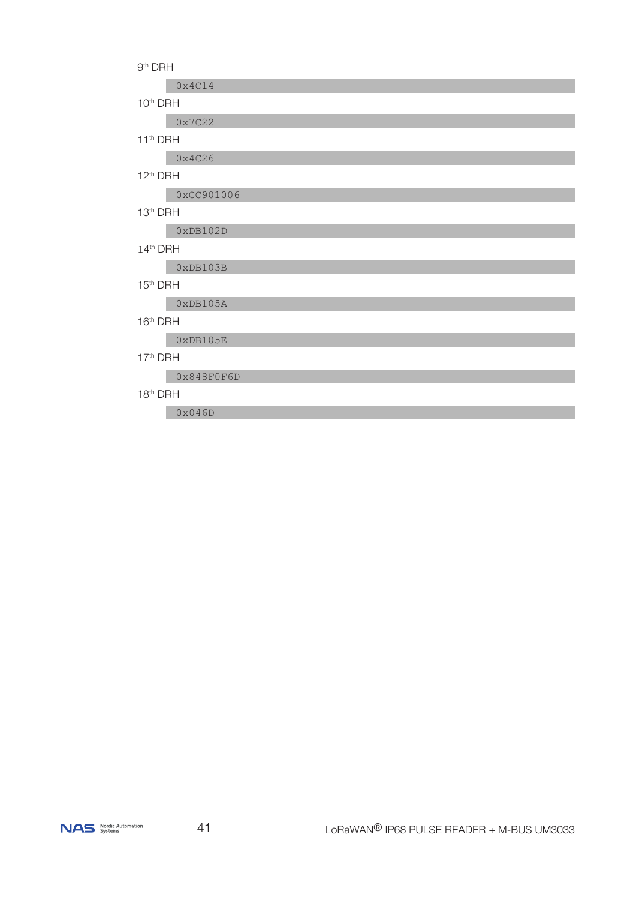9th DRH

```
0x4C14
```

10th DRH

```
0x7C22
```

11th DRH

```
0x4C26
```

12th DRH

```
0xCC901006
```

13th DRH

```
0xDB102D
```

14th DRH

```
0xDB103B
```

15th DRH

```
0xDB105A
```

16th DRH

```
0xDB105E
```

17th DRH

```
0x848F0F6D
```

18th DRH

```
0x046D
```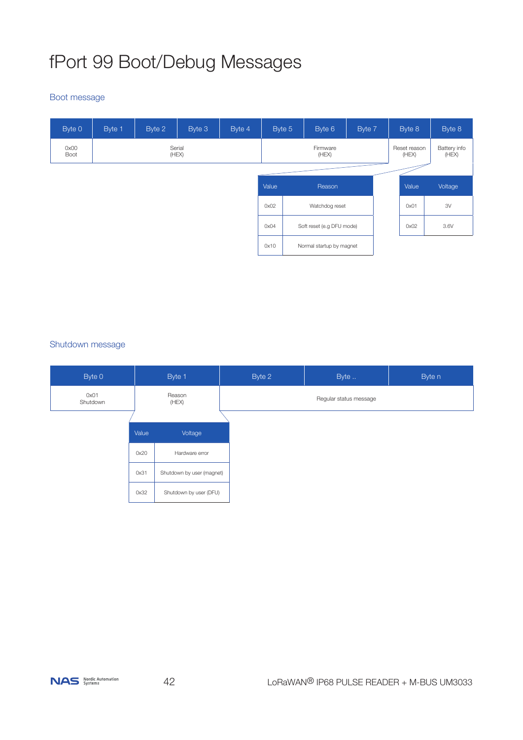# fPort 99 Boot/Debug Messages

## Boot message

| Byte 0 | Byte 1 | Byte 2 | Byte 3 | Byte 4 | Byte 5 | Byte 6 | Byte 7 | Byte 8 | Byte 8 |
|---|---|---|---|---|---|---|---|---|---|
| 0x00 Boot | Serial (HEX) | | | | Firmware (HEX) | | | Reset reason (HEX) | Battery info (HEX) |

**Reset reason:**

| Value | Reason |
|---|---|
| 0x02 | Watchdog reset |
| 0x04 | Soft reset (e.g DFU mode) |
| 0x10 | Normal startup by magnet |

**Battery info:**

| Value | Voltage |
|---|---|
| 0x01 | 3V |
| 0x02 | 3.6V |

## Shutdown message

| Byte 0 | Byte 1 | Byte 2 | Byte .. | Byte n |
|---|---|---|---|---|
| 0x01 Shutdown | Reason (HEX) | Regular status message | | |

**Reason:**

| Value | Voltage |
|---|---|
| 0x20 | Hardware error |
| 0x31 | Shutdown by user (magnet) |
| 0x32 | Shutdown by user (DFU) |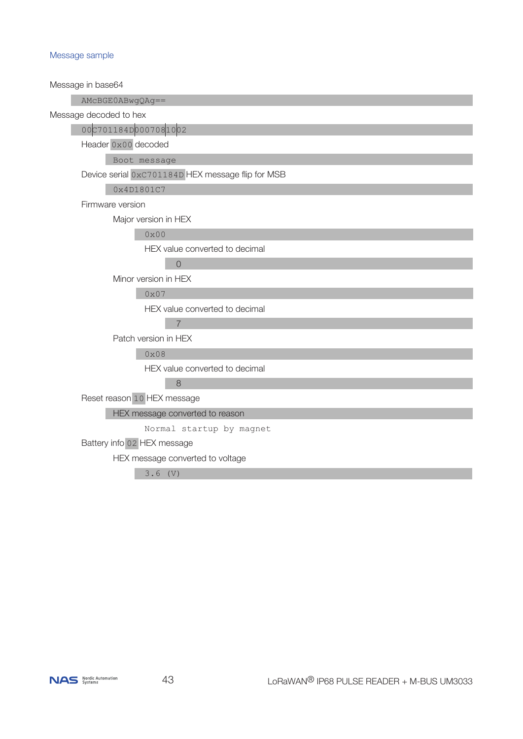### Message sample

Message in base64

```
AMcBGE0ABwgQAg==
```

Message decoded to hex

```
00|C701184D|000708|10|02
```

- Header `0x00` decoded
  - `Boot message`
- Device serial `0xC701184D` HEX message flip for MSB
  - `0x4D1801C7`
- Firmware version
  - Major version in HEX
    - `0x00`
    - HEX value converted to decimal
      - 0
  - Minor version in HEX
    - `0x07`
    - HEX value converted to decimal
      - 7
  - Patch version in HEX
    - `0x08`
    - HEX value converted to decimal
      - 8
- Reset reason `10` HEX message
  - HEX message converted to reason
    - `Normal startup by magnet`
- Battery info `02` HEX message
  - HEX message converted to voltage
    - `3.6 (V)`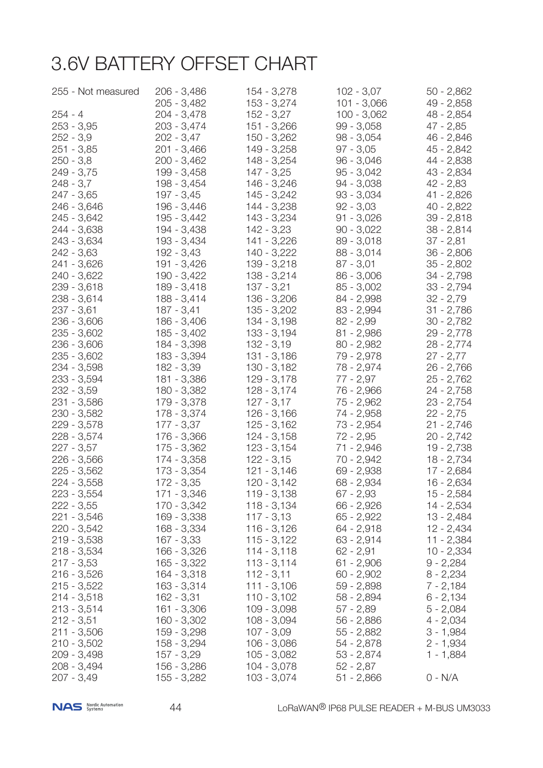# 3.6V BATTERY OFFSET CHART

255 - Not measured

254 - 4
253 - 3,95
252 - 3,9
251 - 3,85
250 - 3,8
249 - 3,75
248 - 3,7
247 - 3,65
246 - 3,646
245 - 3,642
244 - 3,638
243 - 3,634
242 - 3,63
241 - 3,626
240 - 3,622
239 - 3,618
238 - 3,614
237 - 3,61
236 - 3,606
235 - 3,602
236 - 3,606
235 - 3,602
234 - 3,598
233 - 3,594
232 - 3,59
231 - 3,586
230 - 3,582
229 - 3,578
228 - 3,574
227 - 3,57
226 - 3,566
225 - 3,562
224 - 3,558
223 - 3,554
222 - 3,55
221 - 3,546
220 - 3,542
219 - 3,538
218 - 3,534
217 - 3,53
216 - 3,526
215 - 3,522
214 - 3,518
213 - 3,514
212 - 3,51
211 - 3,506
210 - 3,502
209 - 3,498
208 - 3,494
207 - 3,49
206 - 3,486
205 - 3,482
204 - 3,478
203 - 3,474
202 - 3,47
201 - 3,466
200 - 3,462
199 - 3,458
198 - 3,454
197 - 3,45
196 - 3,446
195 - 3,442
194 - 3,438
193 - 3,434
192 - 3,43
191 - 3,426
190 - 3,422
189 - 3,418
188 - 3,414
187 - 3,41
186 - 3,406
185 - 3,402
184 - 3,398
183 - 3,394
182 - 3,39
181 - 3,386
180 - 3,382
179 - 3,378
178 - 3,374
177 - 3,37
176 - 3,366
175 - 3,362
174 - 3,358
173 - 3,354
172 - 3,35
171 - 3,346
170 - 3,342
169 - 3,338
168 - 3,334
167 - 3,33
166 - 3,326
165 - 3,322
164 - 3,318
163 - 3,314
162 - 3,31
161 - 3,306
160 - 3,302
159 - 3,298
158 - 3,294
157 - 3,29
156 - 3,286
155 - 3,282
154 - 3,278
153 - 3,274
152 - 3,27
151 - 3,266
150 - 3,262
149 - 3,258
148 - 3,254
147 - 3,25
146 - 3,246
145 - 3,242
144 - 3,238
143 - 3,234
142 - 3,23
141 - 3,226
140 - 3,222
139 - 3,218
138 - 3,214
137 - 3,21
136 - 3,206
135 - 3,202
134 - 3,198
133 - 3,194
132 - 3,19
131 - 3,186
130 - 3,182
129 - 3,178
128 - 3,174
127 - 3,17
126 - 3,166
125 - 3,162
124 - 3,158
123 - 3,154
122 - 3,15
121 - 3,146
120 - 3,142
119 - 3,138
118 - 3,134
117 - 3,13
116 - 3,126
115 - 3,122
114 - 3,118
113 - 3,114
112 - 3,11
111 - 3,106
110 - 3,102
109 - 3,098
108 - 3,094
107 - 3,09
106 - 3,086
105 - 3,082
104 - 3,078
103 - 3,074
102 - 3,07
101 - 3,066
100 - 3,062
99 - 3,058
98 - 3,054
97 - 3,05
96 - 3,046
95 - 3,042
94 - 3,038
93 - 3,034
92 - 3,03
91 - 3,026
90 - 3,022
89 - 3,018
88 - 3,014
87 - 3,01
86 - 3,006
85 - 3,002
84 - 2,998
83 - 2,994
82 - 2,99
81 - 2,986
80 - 2,982
79 - 2,978
78 - 2,974
77 - 2,97
76 - 2,966
75 - 2,962
74 - 2,958
73 - 2,954
72 - 2,95
71 - 2,946
70 - 2,942
69 - 2,938
68 - 2,934
67 - 2,93
66 - 2,926
65 - 2,922
64 - 2,918
63 - 2,914
62 - 2,91
61 - 2,906
60 - 2,902
59 - 2,898
58 - 2,894
57 - 2,89
56 - 2,886
55 - 2,882
54 - 2,878
53 - 2,874
52 - 2,87
51 - 2,866
50 - 2,862
49 - 2,858
48 - 2,854
47 - 2,85
46 - 2,846
45 - 2,842
44 - 2,838
43 - 2,834
42 - 2,83
41 - 2,826
40 - 2,822
39 - 2,818
38 - 2,814
37 - 2,81
36 - 2,806
35 - 2,802
34 - 2,798
33 - 2,794
32 - 2,79
31 - 2,786
30 - 2,782
29 - 2,778
28 - 2,774
27 - 2,77
26 - 2,766
25 - 2,762
24 - 2,758
23 - 2,754
22 - 2,75
21 - 2,746
20 - 2,742
19 - 2,738
18 - 2,734
17 - 2,684
16 - 2,634
15 - 2,584
14 - 2,534
13 - 2,484
12 - 2,434
11 - 2,384
10 - 2,334
9 - 2,284
8 - 2,234
7 - 2,184
6 - 2,134
5 - 2,084
4 - 2,034
3 - 1,984
2 - 1,934
1 - 1,884

0 - N/A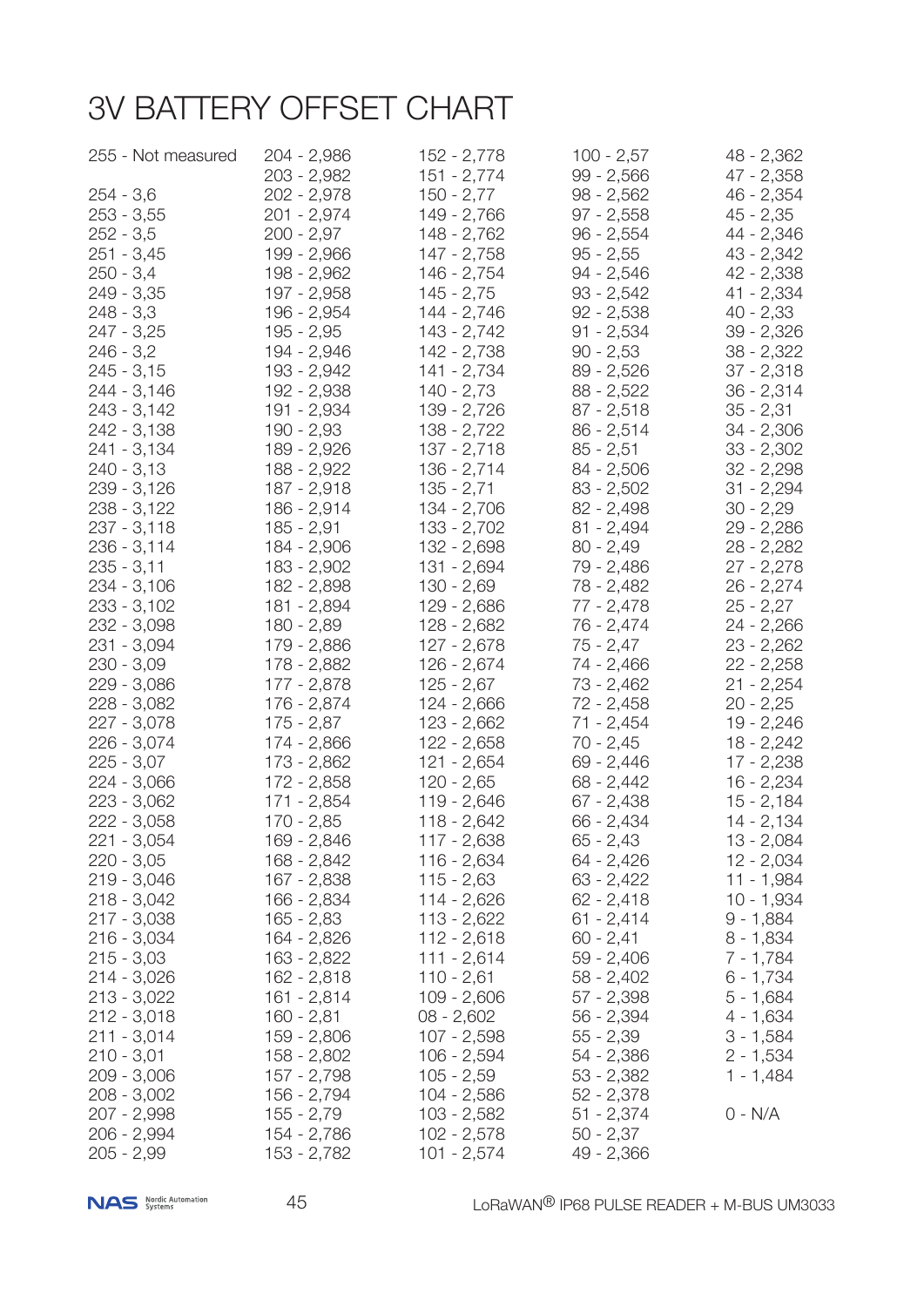# 3V BATTERY OFFSET CHART

255 - Not measured

254 - 3,6
253 - 3,55
252 - 3,5
251 - 3,45
250 - 3,4
249 - 3,35
248 - 3,3
247 - 3,25
246 - 3,2
245 - 3,15
244 - 3,146
243 - 3,142
242 - 3,138
241 - 3,134
240 - 3,13
239 - 3,126
238 - 3,122
237 - 3,118
236 - 3,114
235 - 3,11
234 - 3,106
233 - 3,102
232 - 3,098
231 - 3,094
230 - 3,09
229 - 3,086
228 - 3,082
227 - 3,078
226 - 3,074
225 - 3,07
224 - 3,066
223 - 3,062
222 - 3,058
221 - 3,054
220 - 3,05
219 - 3,046
218 - 3,042
217 - 3,038
216 - 3,034
215 - 3,03
214 - 3,026
213 - 3,022
212 - 3,018
211 - 3,014
210 - 3,01
209 - 3,006
208 - 3,002
207 - 2,998
206 - 2,994
205 - 2,99

204 - 2,986
203 - 2,982
202 - 2,978
201 - 2,974
200 - 2,97
199 - 2,966
198 - 2,962
197 - 2,958
196 - 2,954
195 - 2,95
194 - 2,946
193 - 2,942
192 - 2,938
191 - 2,934
190 - 2,93
189 - 2,926
188 - 2,922
187 - 2,918
186 - 2,914
185 - 2,91
184 - 2,906
183 - 2,902
182 - 2,898
181 - 2,894
180 - 2,89
179 - 2,886
178 - 2,882
177 - 2,878
176 - 2,874
175 - 2,87
174 - 2,866
173 - 2,862
172 - 2,858
171 - 2,854
170 - 2,85
169 - 2,846
168 - 2,842
167 - 2,838
166 - 2,834
165 - 2,83
164 - 2,826
163 - 2,822
162 - 2,818
161 - 2,814
160 - 2,81
159 - 2,806
158 - 2,802
157 - 2,798
156 - 2,794
155 - 2,79
154 - 2,786
153 - 2,782

152 - 2,778
151 - 2,774
150 - 2,77
149 - 2,766
148 - 2,762
147 - 2,758
146 - 2,754
145 - 2,75
144 - 2,746
143 - 2,742
142 - 2,738
141 - 2,734
140 - 2,73
139 - 2,726
138 - 2,722
137 - 2,718
136 - 2,714
135 - 2,71
134 - 2,706
133 - 2,702
132 - 2,698
131 - 2,694
130 - 2,69
129 - 2,686
128 - 2,682
127 - 2,678
126 - 2,674
125 - 2,67
124 - 2,666
123 - 2,662
122 - 2,658
121 - 2,654
120 - 2,65
119 - 2,646
118 - 2,642
117 - 2,638
116 - 2,634
115 - 2,63
114 - 2,626
113 - 2,622
112 - 2,618
111 - 2,614
110 - 2,61
109 - 2,606
08 - 2,602
107 - 2,598
106 - 2,594
105 - 2,59
104 - 2,586
103 - 2,582
102 - 2,578
101 - 2,574

100 - 2,57
99 - 2,566
98 - 2,562
97 - 2,558
96 - 2,554
95 - 2,55
94 - 2,546
93 - 2,542
92 - 2,538
91 - 2,534
90 - 2,53
89 - 2,526
88 - 2,522
87 - 2,518
86 - 2,514
85 - 2,51
84 - 2,506
83 - 2,502
82 - 2,498
81 - 2,494
80 - 2,49
79 - 2,486
78 - 2,482
77 - 2,478
76 - 2,474
75 - 2,47
74 - 2,466
73 - 2,462
72 - 2,458
71 - 2,454
70 - 2,45
69 - 2,446
68 - 2,442
67 - 2,438
66 - 2,434
65 - 2,43
64 - 2,426
63 - 2,422
62 - 2,418
61 - 2,414
60 - 2,41
59 - 2,406
58 - 2,402
57 - 2,398
56 - 2,394
55 - 2,39
54 - 2,386
53 - 2,382
52 - 2,378
51 - 2,374
50 - 2,37
49 - 2,366

48 - 2,362
47 - 2,358
46 - 2,354
45 - 2,35
44 - 2,346
43 - 2,342
42 - 2,338
41 - 2,334
40 - 2,33
39 - 2,326
38 - 2,322
37 - 2,318
36 - 2,314
35 - 2,31
34 - 2,306
33 - 2,302
32 - 2,298
31 - 2,294
30 - 2,29
29 - 2,286
28 - 2,282
27 - 2,278
26 - 2,274
25 - 2,27
24 - 2,266
23 - 2,262
22 - 2,258
21 - 2,254
20 - 2,25
19 - 2,246
18 - 2,242
17 - 2,238
16 - 2,234
15 - 2,184
14 - 2,134
13 - 2,084
12 - 2,034
11 - 1,984
10 - 1,934
9 - 1,884
8 - 1,834
7 - 1,784
6 - 1,734
5 - 1,684
4 - 1,634
3 - 1,584
2 - 1,534
1 - 1,484

0 - N/A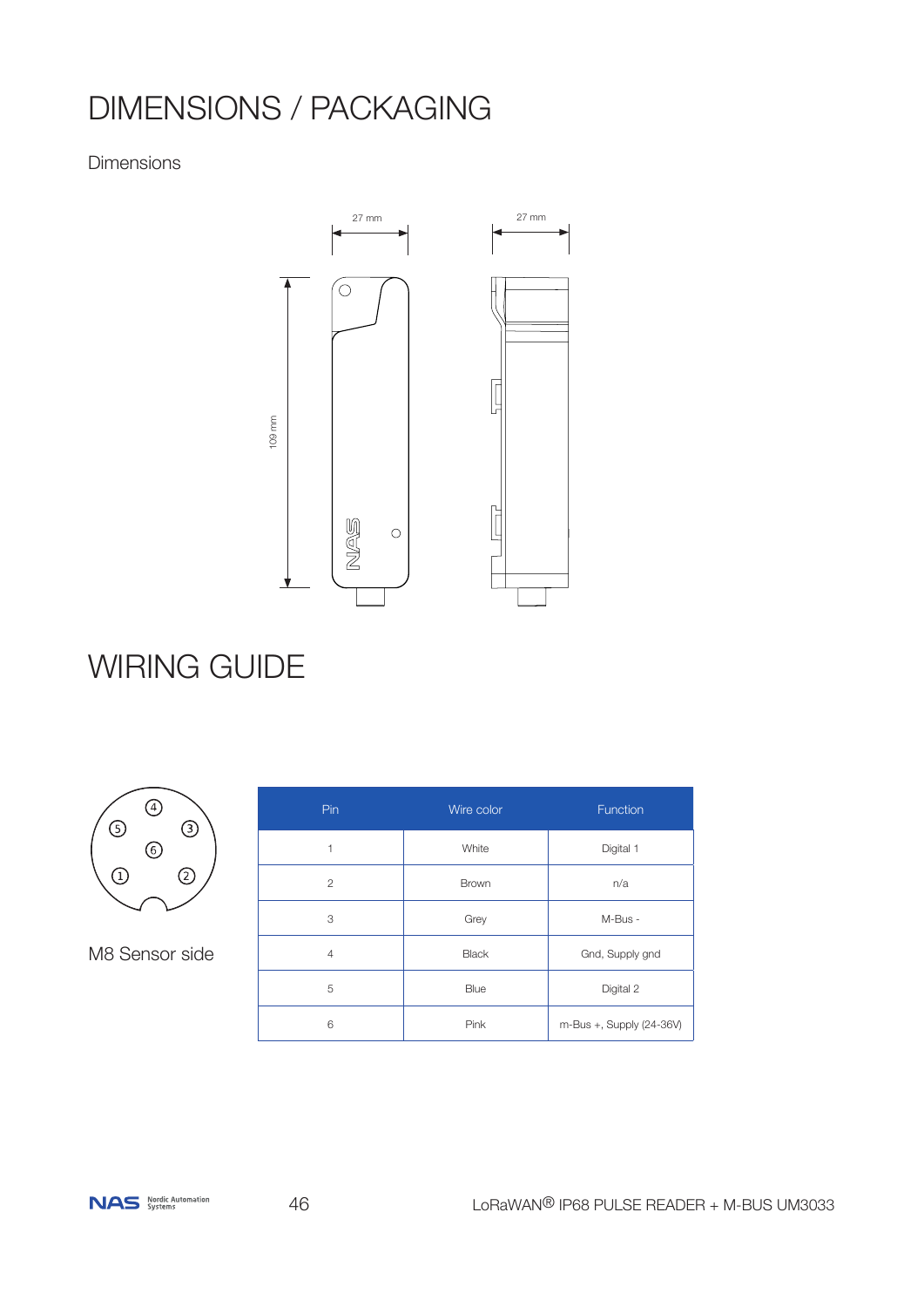# DIMENSIONS / PACKAGING

Dimensions

27 mm

27 mm

109 mm

# WIRING GUIDE

M8 Sensor side

| Pin | Wire color | Function |
|---|---|---|
| 1 | White | Digital 1 |
| 2 | Brown | n/a |
| 3 | Grey | M-Bus - |
| 4 | Black | Gnd, Supply gnd |
| 5 | Blue | Digital 2 |
| 6 | Pink | m-Bus +, Supply (24-36V) |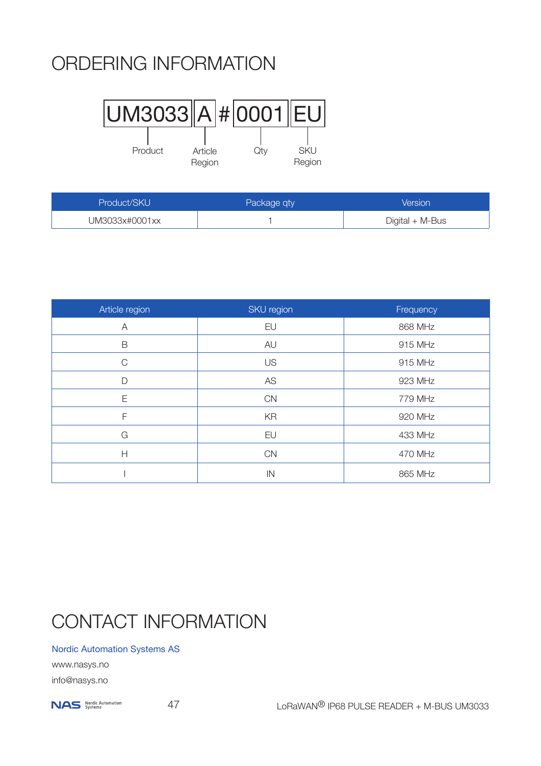# ORDERING INFORMATION

| UM3033 | A | # | 0001 | EU |
|---|---|---|---|---|
| Product | Article Region | | Qty | SKU Region |

| Product/SKU | Package qty | Version |
|---|---|---|
| UM3033x#0001xx | 1 | Digital + M-Bus |

| Article region | SKU region | Frequency |
|---|---|---|
| A | EU | 868 MHz |
| B | AU | 915 MHz |
| C | US | 915 MHz |
| D | AS | 923 MHz |
| E | CN | 779 MHz |
| F | KR | 920 MHz |
| G | EU | 433 MHz |
| H | CN | 470 MHz |
| I | IN | 865 MHz |

# CONTACT INFORMATION

Nordic Automation Systems AS

www.nasys.no

info@nasys.no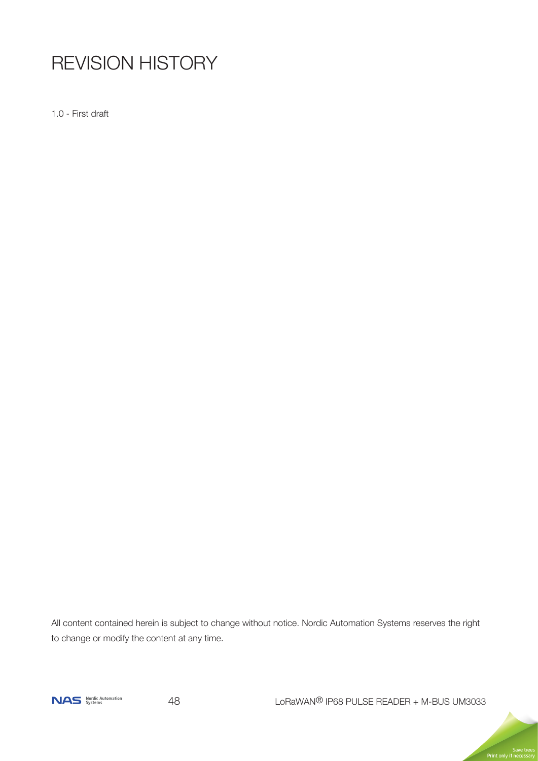# REVISION HISTORY

1.0 - First draft

All content contained herein is subject to change without notice. Nordic Automation Systems reserves the right to change or modify the content at any time.